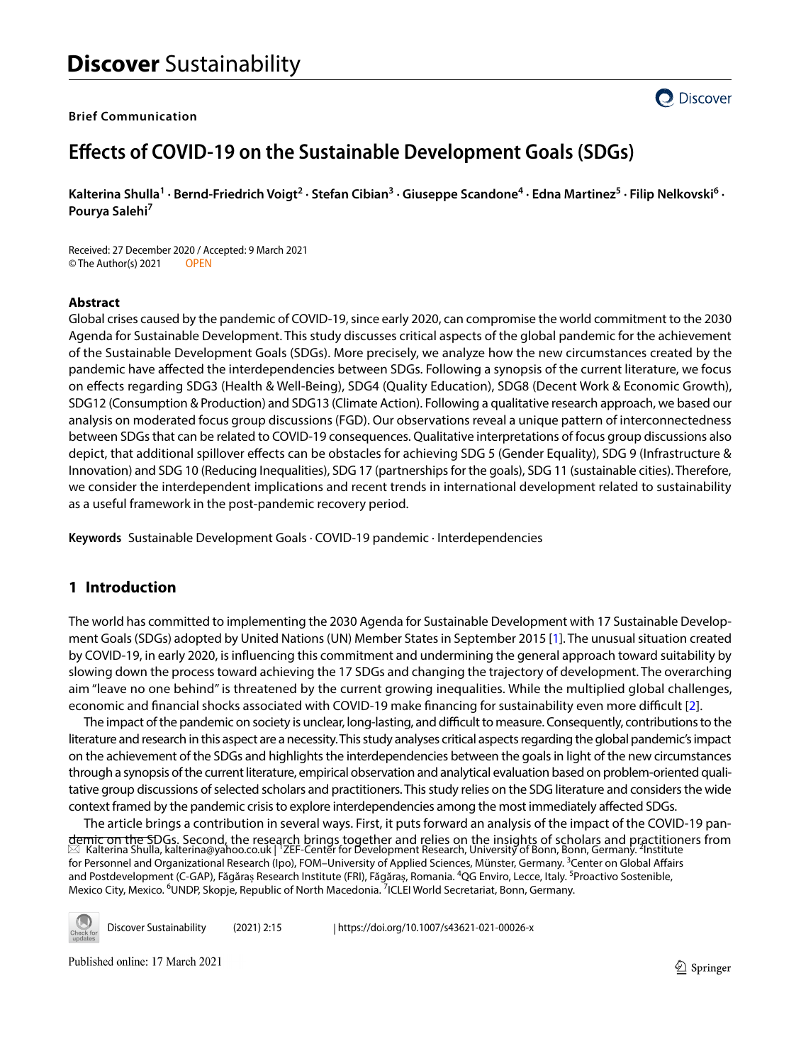# Discover Sustainability

**Brief Communication**

## Effects of COVID-19 on the Sustainable Development Goals (SDGs)

**Kalterina Shulla[1] · Bernd-Friedrich Voigt[2] · Stefan Cibian[3] · Giuseppe Scandone[4] · Edna Martinez[5] · Filip Nelkovski[6] · Pourya Salehi[7]**

Received: 27 December 2020 / Accepted: 9 March 2021
© The Author(s) 2021 OPEN

### Abstract

Global crises caused by the pandemic of COVID-19, since early 2020, can compromise the world commitment to the 2030 Agenda for Sustainable Development. This study discusses critical aspects of the global pandemic for the achievement of the Sustainable Development Goals (SDGs). More precisely, we analyze how the new circumstances created by the pandemic have affected the interdependencies between SDGs. Following a synopsis of the current literature, we focus on effects regarding SDG3 (Health & Well-Being), SDG4 (Quality Education), SDG8 (Decent Work & Economic Growth), SDG12 (Consumption & Production) and SDG13 (Climate Action). Following a qualitative research approach, we based our analysis on moderated focus group discussions (FGD). Our observations reveal a unique pattern of interconnectedness between SDGs that can be related to COVID-19 consequences. Qualitative interpretations of focus group discussions also depict, that additional spillover effects can be obstacles for achieving SDG 5 (Gender Equality), SDG 9 (Infrastructure & Innovation) and SDG 10 (Reducing Inequalities), SDG 17 (partnerships for the goals), SDG 11 (sustainable cities). Therefore, we consider the interdependent implications and recent trends in international development related to sustainability as a useful framework in the post-pandemic recovery period.

**Keywords** Sustainable Development Goals · COVID-19 pandemic · Interdependencies

## 1 Introduction

The world has committed to implementing the 2030 Agenda for Sustainable Development with 17 Sustainable Development Goals (SDGs) adopted by United Nations (UN) Member States in September 2015 [1]. The unusual situation created by COVID-19, in early 2020, is influencing this commitment and undermining the general approach toward suitability by slowing down the process toward achieving the 17 SDGs and changing the trajectory of development. The overarching aim "leave no one behind" is threatened by the current growing inequalities. While the multiplied global challenges, economic and financial shocks associated with COVID-19 make financing for sustainability even more difficult [2].

The impact of the pandemic on society is unclear, long-lasting, and difficult to measure. Consequently, contributions to the literature and research in this aspect are a necessity. This study analyses critical aspects regarding the global pandemic's impact on the achievement of the SDGs and highlights the interdependencies between the goals in light of the new circumstances through a synopsis of the current literature, empirical observation and analytical evaluation based on problem-oriented qualitative group discussions of selected scholars and practitioners. This study relies on the SDG literature and considers the wide context framed by the pandemic crisis to explore interdependencies among the most immediately affected SDGs.

The article brings a contribution in several ways. First, it puts forward an analysis of the impact of the COVID-19 pandemic on the SDGs. Second, the research brings together and relies on the insights of scholars and practitioners from

✉ Kalterina Shulla, kalterina@yahoo.co.uk | [1]ZEF-Center for Development Research, University of Bonn, Bonn, Germany. [2]Institute for Personnel and Organizational Research (Ipo), FOM–University of Applied Sciences, Münster, Germany. [3]Center on Global Affairs and Postdevelopment (C-GAP), Făgăraș Research Institute (FRI), Făgăraș, Romania. [4]QG Enviro, Lecce, Italy. [5]Proactivo Sostenible, Mexico City, Mexico. [6]UNDP, Skopje, Republic of North Macedonia. [7]ICLEI World Secretariat, Bonn, Germany.

Discover Sustainability (2021) 2:15 | https://doi.org/10.1007/s43621-021-00026-x

Published online: 17 March 2021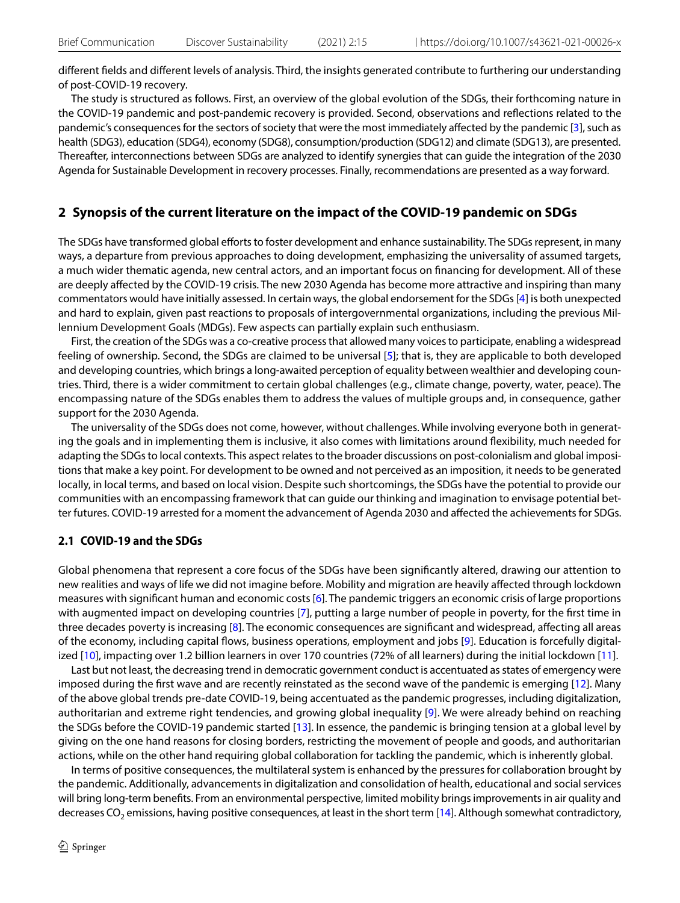different fields and different levels of analysis. Third, the insights generated contribute to furthering our understanding of post-COVID-19 recovery.

The study is structured as follows. First, an overview of the global evolution of the SDGs, their forthcoming nature in the COVID-19 pandemic and post-pandemic recovery is provided. Second, observations and reflections related to the pandemic's consequences for the sectors of society that were the most immediately affected by the pandemic [3], such as health (SDG3), education (SDG4), economy (SDG8), consumption/production (SDG12) and climate (SDG13), are presented. Thereafter, interconnections between SDGs are analyzed to identify synergies that can guide the integration of the 2030 Agenda for Sustainable Development in recovery processes. Finally, recommendations are presented as a way forward.

## 2 Synopsis of the current literature on the impact of the COVID-19 pandemic on SDGs

The SDGs have transformed global efforts to foster development and enhance sustainability. The SDGs represent, in many ways, a departure from previous approaches to doing development, emphasizing the universality of assumed targets, a much wider thematic agenda, new central actors, and an important focus on financing for development. All of these are deeply affected by the COVID-19 crisis. The new 2030 Agenda has become more attractive and inspiring than many commentators would have initially assessed. In certain ways, the global endorsement for the SDGs [4] is both unexpected and hard to explain, given past reactions to proposals of intergovernmental organizations, including the previous Millennium Development Goals (MDGs). Few aspects can partially explain such enthusiasm.

First, the creation of the SDGs was a co-creative process that allowed many voices to participate, enabling a widespread feeling of ownership. Second, the SDGs are claimed to be universal [5]; that is, they are applicable to both developed and developing countries, which brings a long-awaited perception of equality between wealthier and developing countries. Third, there is a wider commitment to certain global challenges (e.g., climate change, poverty, water, peace). The encompassing nature of the SDGs enables them to address the values of multiple groups and, in consequence, gather support for the 2030 Agenda.

The universality of the SDGs does not come, however, without challenges. While involving everyone both in generating the goals and in implementing them is inclusive, it also comes with limitations around flexibility, much needed for adapting the SDGs to local contexts. This aspect relates to the broader discussions on post-colonialism and global impositions that make a key point. For development to be owned and not perceived as an imposition, it needs to be generated locally, in local terms, and based on local vision. Despite such shortcomings, the SDGs have the potential to provide our communities with an encompassing framework that can guide our thinking and imagination to envisage potential better futures. COVID-19 arrested for a moment the advancement of Agenda 2030 and affected the achievements for SDGs.

### 2.1 COVID-19 and the SDGs

Global phenomena that represent a core focus of the SDGs have been significantly altered, drawing our attention to new realities and ways of life we did not imagine before. Mobility and migration are heavily affected through lockdown measures with significant human and economic costs [6]. The pandemic triggers an economic crisis of large proportions with augmented impact on developing countries [7], putting a large number of people in poverty, for the first time in three decades poverty is increasing [8]. The economic consequences are significant and widespread, affecting all areas of the economy, including capital flows, business operations, employment and jobs [9]. Education is forcefully digitalized [10], impacting over 1.2 billion learners in over 170 countries (72% of all learners) during the initial lockdown [11].

Last but not least, the decreasing trend in democratic government conduct is accentuated as states of emergency were imposed during the first wave and are recently reinstated as the second wave of the pandemic is emerging [12]. Many of the above global trends pre-date COVID-19, being accentuated as the pandemic progresses, including digitalization, authoritarian and extreme right tendencies, and growing global inequality [9]. We were already behind on reaching the SDGs before the COVID-19 pandemic started [13]. In essence, the pandemic is bringing tension at a global level by giving on the one hand reasons for closing borders, restricting the movement of people and goods, and authoritarian actions, while on the other hand requiring global collaboration for tackling the pandemic, which is inherently global.

In terms of positive consequences, the multilateral system is enhanced by the pressures for collaboration brought by the pandemic. Additionally, advancements in digitalization and consolidation of health, educational and social services will bring long-term benefits. From an environmental perspective, limited mobility brings improvements in air quality and decreases $CO_2$ emissions, having positive consequences, at least in the short term [14]. Although somewhat contradictory,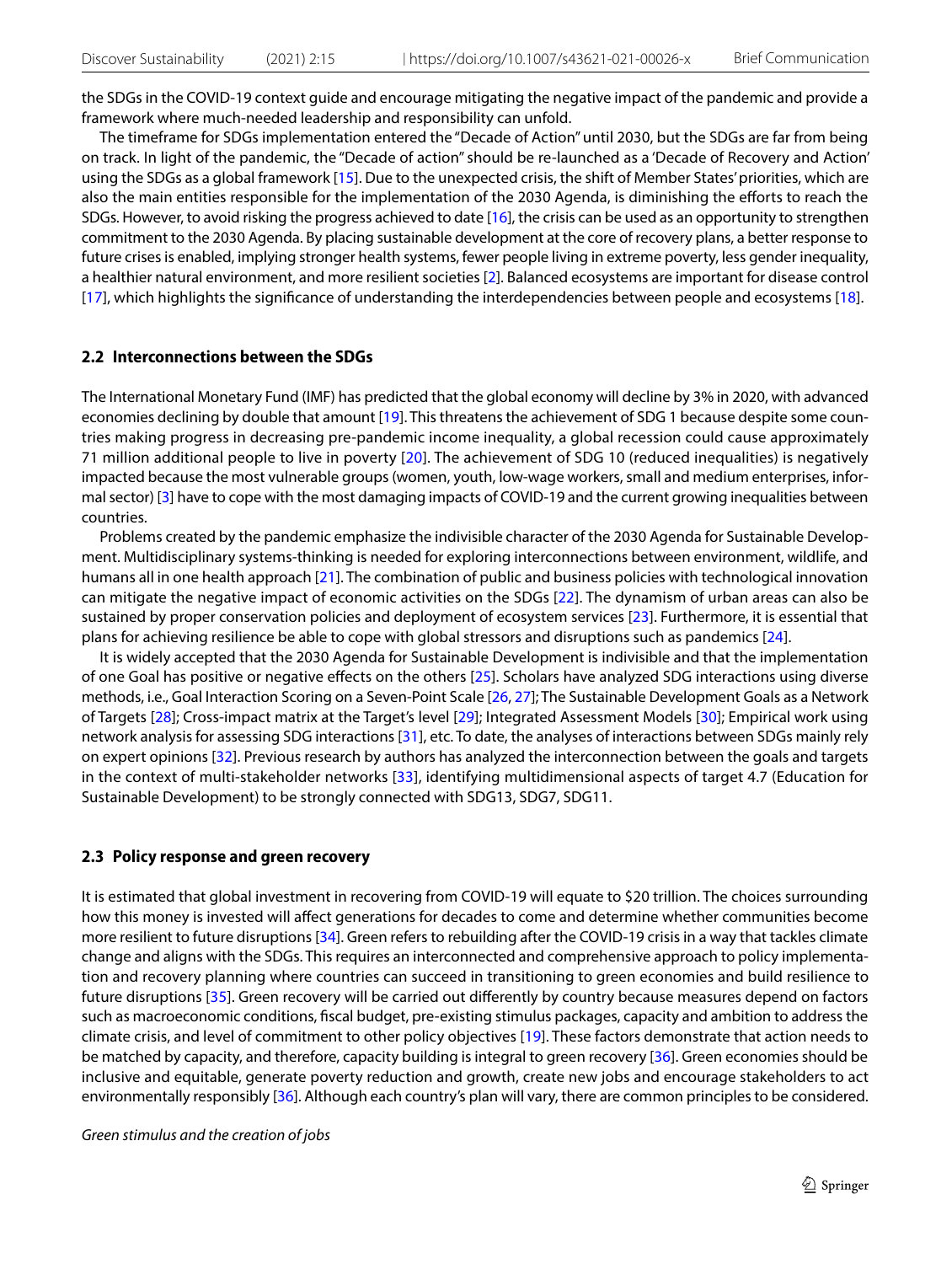the SDGs in the COVID-19 context guide and encourage mitigating the negative impact of the pandemic and provide a framework where much-needed leadership and responsibility can unfold.

The timeframe for SDGs implementation entered the "Decade of Action" until 2030, but the SDGs are far from being on track. In light of the pandemic, the "Decade of action" should be re-launched as a 'Decade of Recovery and Action' using the SDGs as a global framework [15]. Due to the unexpected crisis, the shift of Member States' priorities, which are also the main entities responsible for the implementation of the 2030 Agenda, is diminishing the efforts to reach the SDGs. However, to avoid risking the progress achieved to date [16], the crisis can be used as an opportunity to strengthen commitment to the 2030 Agenda. By placing sustainable development at the core of recovery plans, a better response to future crises is enabled, implying stronger health systems, fewer people living in extreme poverty, less gender inequality, a healthier natural environment, and more resilient societies [2]. Balanced ecosystems are important for disease control [17], which highlights the significance of understanding the interdependencies between people and ecosystems [18].

### 2.2 Interconnections between the SDGs

The International Monetary Fund (IMF) has predicted that the global economy will decline by 3% in 2020, with advanced economies declining by double that amount [19]. This threatens the achievement of SDG 1 because despite some countries making progress in decreasing pre-pandemic income inequality, a global recession could cause approximately 71 million additional people to live in poverty [20]. The achievement of SDG 10 (reduced inequalities) is negatively impacted because the most vulnerable groups (women, youth, low-wage workers, small and medium enterprises, informal sector) [3] have to cope with the most damaging impacts of COVID-19 and the current growing inequalities between countries.

Problems created by the pandemic emphasize the indivisible character of the 2030 Agenda for Sustainable Development. Multidisciplinary systems-thinking is needed for exploring interconnections between environment, wildlife, and humans all in one health approach [21]. The combination of public and business policies with technological innovation can mitigate the negative impact of economic activities on the SDGs [22]. The dynamism of urban areas can also be sustained by proper conservation policies and deployment of ecosystem services [23]. Furthermore, it is essential that plans for achieving resilience be able to cope with global stressors and disruptions such as pandemics [24].

It is widely accepted that the 2030 Agenda for Sustainable Development is indivisible and that the implementation of one Goal has positive or negative effects on the others [25]. Scholars have analyzed SDG interactions using diverse methods, i.e., Goal Interaction Scoring on a Seven-Point Scale [26, 27]; The Sustainable Development Goals as a Network of Targets [28]; Cross-impact matrix at the Target's level [29]; Integrated Assessment Models [30]; Empirical work using network analysis for assessing SDG interactions [31], etc. To date, the analyses of interactions between SDGs mainly rely on expert opinions [32]. Previous research by authors has analyzed the interconnection between the goals and targets in the context of multi-stakeholder networks [33], identifying multidimensional aspects of target 4.7 (Education for Sustainable Development) to be strongly connected with SDG13, SDG7, SDG11.

### 2.3 Policy response and green recovery

It is estimated that global investment in recovering from COVID-19 will equate to $20 trillion. The choices surrounding how this money is invested will affect generations for decades to come and determine whether communities become more resilient to future disruptions [34]. Green refers to rebuilding after the COVID-19 crisis in a way that tackles climate change and aligns with the SDGs. This requires an interconnected and comprehensive approach to policy implementation and recovery planning where countries can succeed in transitioning to green economies and build resilience to future disruptions [35]. Green recovery will be carried out differently by country because measures depend on factors such as macroeconomic conditions, fiscal budget, pre-existing stimulus packages, capacity and ambition to address the climate crisis, and level of commitment to other policy objectives [19]. These factors demonstrate that action needs to be matched by capacity, and therefore, capacity building is integral to green recovery [36]. Green economies should be inclusive and equitable, generate poverty reduction and growth, create new jobs and encourage stakeholders to act environmentally responsibly [36]. Although each country's plan will vary, there are common principles to be considered.

*Green stimulus and the creation of jobs*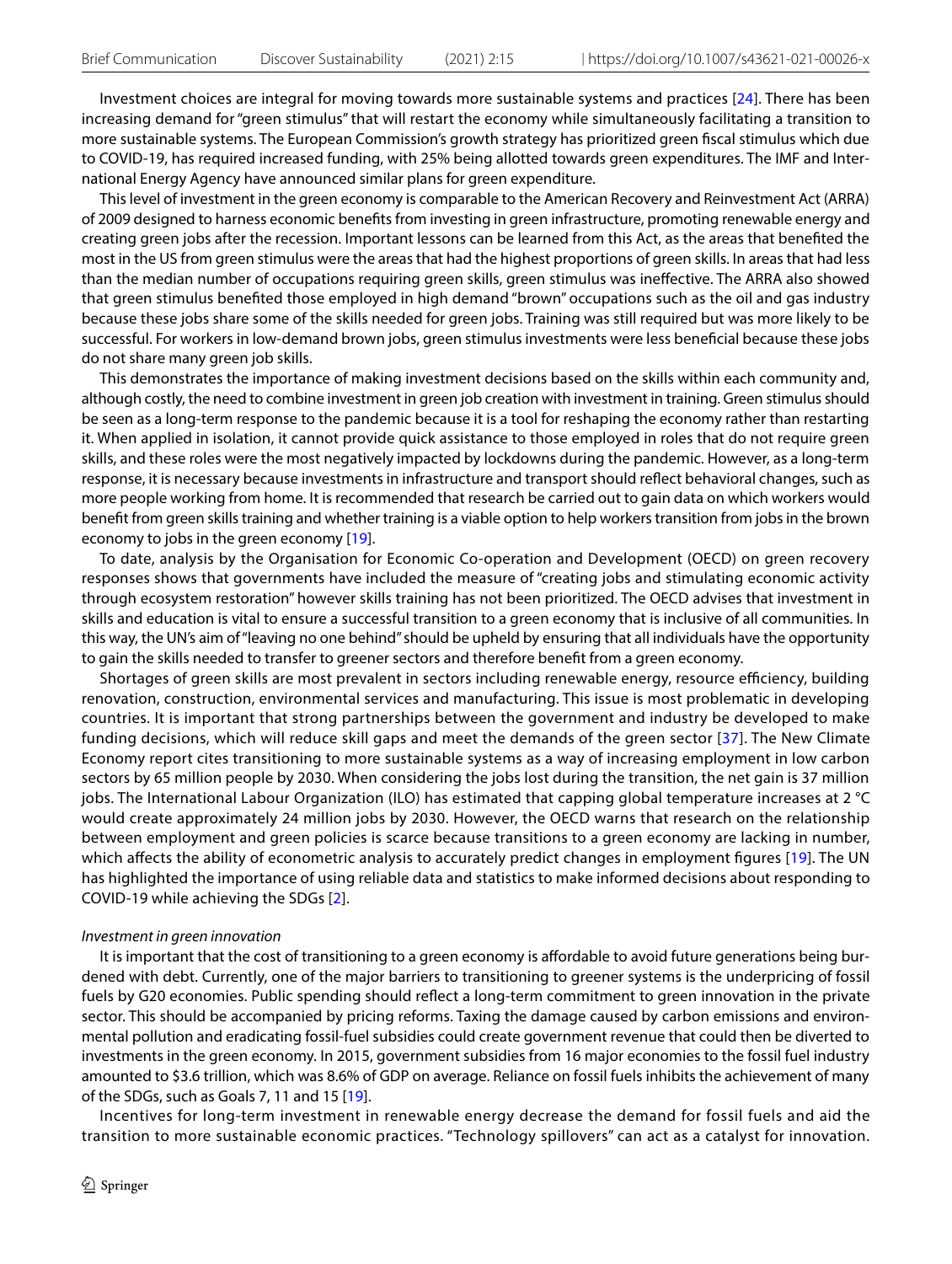Investment choices are integral for moving towards more sustainable systems and practices [24]. There has been increasing demand for "green stimulus" that will restart the economy while simultaneously facilitating a transition to more sustainable systems. The European Commission's growth strategy has prioritized green fiscal stimulus which due to COVID-19, has required increased funding, with 25% being allotted towards green expenditures. The IMF and International Energy Agency have announced similar plans for green expenditure.

This level of investment in the green economy is comparable to the American Recovery and Reinvestment Act (ARRA) of 2009 designed to harness economic benefits from investing in green infrastructure, promoting renewable energy and creating green jobs after the recession. Important lessons can be learned from this Act, as the areas that benefited the most in the US from green stimulus were the areas that had the highest proportions of green skills. In areas that had less than the median number of occupations requiring green skills, green stimulus was ineffective. The ARRA also showed that green stimulus benefited those employed in high demand "brown" occupations such as the oil and gas industry because these jobs share some of the skills needed for green jobs. Training was still required but was more likely to be successful. For workers in low-demand brown jobs, green stimulus investments were less beneficial because these jobs do not share many green job skills.

This demonstrates the importance of making investment decisions based on the skills within each community and, although costly, the need to combine investment in green job creation with investment in training. Green stimulus should be seen as a long-term response to the pandemic because it is a tool for reshaping the economy rather than restarting it. When applied in isolation, it cannot provide quick assistance to those employed in roles that do not require green skills, and these roles were the most negatively impacted by lockdowns during the pandemic. However, as a long-term response, it is necessary because investments in infrastructure and transport should reflect behavioral changes, such as more people working from home. It is recommended that research be carried out to gain data on which workers would benefit from green skills training and whether training is a viable option to help workers transition from jobs in the brown economy to jobs in the green economy [19].

To date, analysis by the Organisation for Economic Co-operation and Development (OECD) on green recovery responses shows that governments have included the measure of "creating jobs and stimulating economic activity through ecosystem restoration" however skills training has not been prioritized. The OECD advises that investment in skills and education is vital to ensure a successful transition to a green economy that is inclusive of all communities. In this way, the UN's aim of "leaving no one behind" should be upheld by ensuring that all individuals have the opportunity to gain the skills needed to transfer to greener sectors and therefore benefit from a green economy.

Shortages of green skills are most prevalent in sectors including renewable energy, resource efficiency, building renovation, construction, environmental services and manufacturing. This issue is most problematic in developing countries. It is important that strong partnerships between the government and industry be developed to make funding decisions, which will reduce skill gaps and meet the demands of the green sector [37]. The New Climate Economy report cites transitioning to more sustainable systems as a way of increasing employment in low carbon sectors by 65 million people by 2030. When considering the jobs lost during the transition, the net gain is 37 million jobs. The International Labour Organization (ILO) has estimated that capping global temperature increases at 2 °C would create approximately 24 million jobs by 2030. However, the OECD warns that research on the relationship between employment and green policies is scarce because transitions to a green economy are lacking in number, which affects the ability of econometric analysis to accurately predict changes in employment figures [19]. The UN has highlighted the importance of using reliable data and statistics to make informed decisions about responding to COVID-19 while achieving the SDGs [2].

*Investment in green innovation*

It is important that the cost of transitioning to a green economy is affordable to avoid future generations being burdened with debt. Currently, one of the major barriers to transitioning to greener systems is the underpricing of fossil fuels by G20 economies. Public spending should reflect a long-term commitment to green innovation in the private sector. This should be accompanied by pricing reforms. Taxing the damage caused by carbon emissions and environmental pollution and eradicating fossil-fuel subsidies could create government revenue that could then be diverted to investments in the green economy. In 2015, government subsidies from 16 major economies to the fossil fuel industry amounted to $3.6 trillion, which was 8.6% of GDP on average. Reliance on fossil fuels inhibits the achievement of many of the SDGs, such as Goals 7, 11 and 15 [19].

Incentives for long-term investment in renewable energy decrease the demand for fossil fuels and aid the transition to more sustainable economic practices. "Technology spillovers" can act as a catalyst for innovation.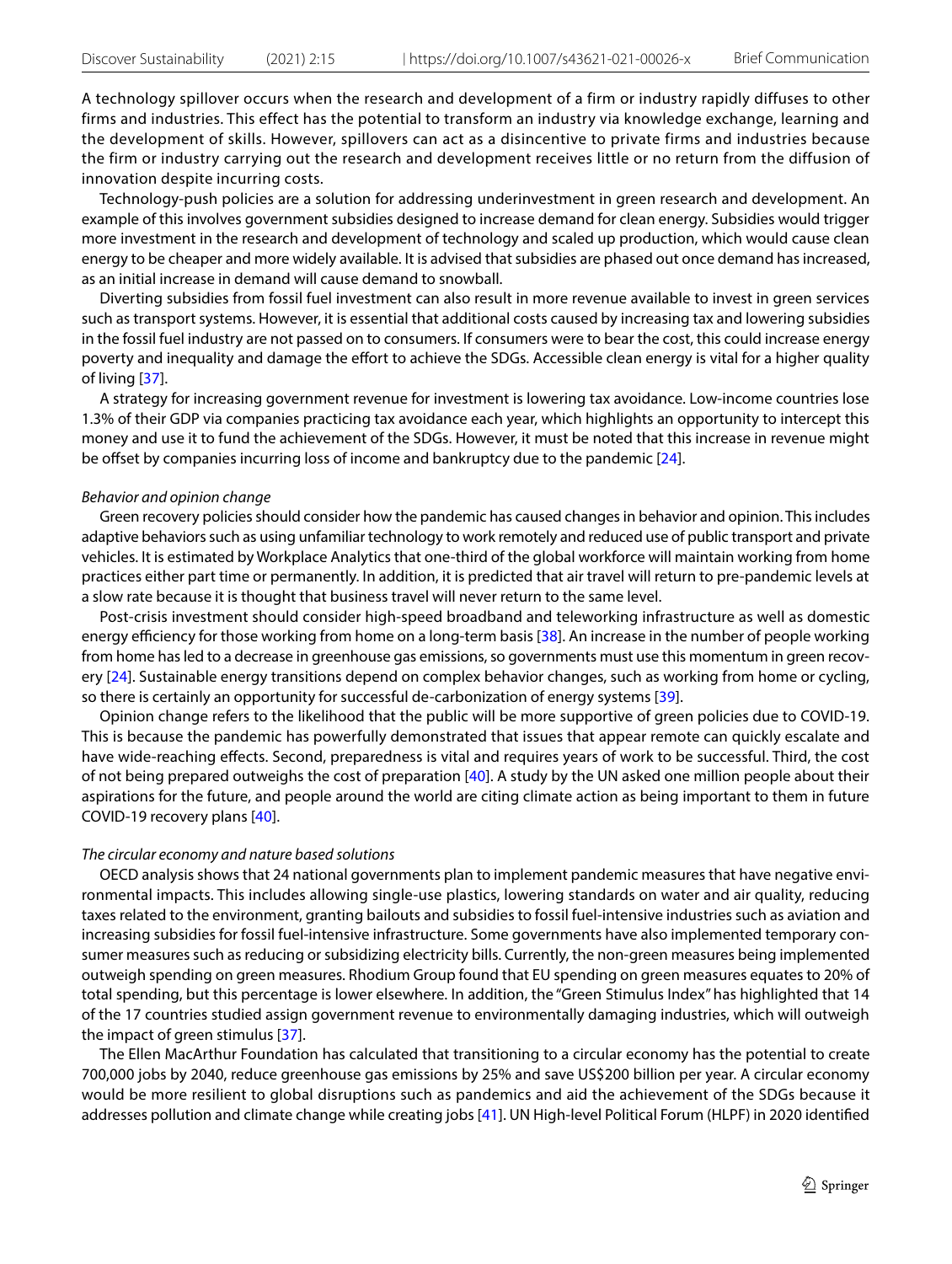A technology spillover occurs when the research and development of a firm or industry rapidly diffuses to other firms and industries. This effect has the potential to transform an industry via knowledge exchange, learning and the development of skills. However, spillovers can act as a disincentive to private firms and industries because the firm or industry carrying out the research and development receives little or no return from the diffusion of innovation despite incurring costs.

Technology-push policies are a solution for addressing underinvestment in green research and development. An example of this involves government subsidies designed to increase demand for clean energy. Subsidies would trigger more investment in the research and development of technology and scaled up production, which would cause clean energy to be cheaper and more widely available. It is advised that subsidies are phased out once demand has increased, as an initial increase in demand will cause demand to snowball.

Diverting subsidies from fossil fuel investment can also result in more revenue available to invest in green services such as transport systems. However, it is essential that additional costs caused by increasing tax and lowering subsidies in the fossil fuel industry are not passed on to consumers. If consumers were to bear the cost, this could increase energy poverty and inequality and damage the effort to achieve the SDGs. Accessible clean energy is vital for a higher quality of living [37].

A strategy for increasing government revenue for investment is lowering tax avoidance. Low-income countries lose 1.3% of their GDP via companies practicing tax avoidance each year, which highlights an opportunity to intercept this money and use it to fund the achievement of the SDGs. However, it must be noted that this increase in revenue might be offset by companies incurring loss of income and bankruptcy due to the pandemic [24].

*Behavior and opinion change*

Green recovery policies should consider how the pandemic has caused changes in behavior and opinion. This includes adaptive behaviors such as using unfamiliar technology to work remotely and reduced use of public transport and private vehicles. It is estimated by Workplace Analytics that one-third of the global workforce will maintain working from home practices either part time or permanently. In addition, it is predicted that air travel will return to pre-pandemic levels at a slow rate because it is thought that business travel will never return to the same level.

Post-crisis investment should consider high-speed broadband and teleworking infrastructure as well as domestic energy efficiency for those working from home on a long-term basis [38]. An increase in the number of people working from home has led to a decrease in greenhouse gas emissions, so governments must use this momentum in green recovery [24]. Sustainable energy transitions depend on complex behavior changes, such as working from home or cycling, so there is certainly an opportunity for successful de-carbonization of energy systems [39].

Opinion change refers to the likelihood that the public will be more supportive of green policies due to COVID-19. This is because the pandemic has powerfully demonstrated that issues that appear remote can quickly escalate and have wide-reaching effects. Second, preparedness is vital and requires years of work to be successful. Third, the cost of not being prepared outweighs the cost of preparation [40]. A study by the UN asked one million people about their aspirations for the future, and people around the world are citing climate action as being important to them in future COVID-19 recovery plans [40].

*The circular economy and nature based solutions*

OECD analysis shows that 24 national governments plan to implement pandemic measures that have negative environmental impacts. This includes allowing single-use plastics, lowering standards on water and air quality, reducing taxes related to the environment, granting bailouts and subsidies to fossil fuel-intensive industries such as aviation and increasing subsidies for fossil fuel-intensive infrastructure. Some governments have also implemented temporary consumer measures such as reducing or subsidizing electricity bills. Currently, the non-green measures being implemented outweigh spending on green measures. Rhodium Group found that EU spending on green measures equates to 20% of total spending, but this percentage is lower elsewhere. In addition, the "Green Stimulus Index" has highlighted that 14 of the 17 countries studied assign government revenue to environmentally damaging industries, which will outweigh the impact of green stimulus [37].

The Ellen MacArthur Foundation has calculated that transitioning to a circular economy has the potential to create 700,000 jobs by 2040, reduce greenhouse gas emissions by 25% and save US$200 billion per year. A circular economy would be more resilient to global disruptions such as pandemics and aid the achievement of the SDGs because it addresses pollution and climate change while creating jobs [41]. UN High-level Political Forum (HLPF) in 2020 identified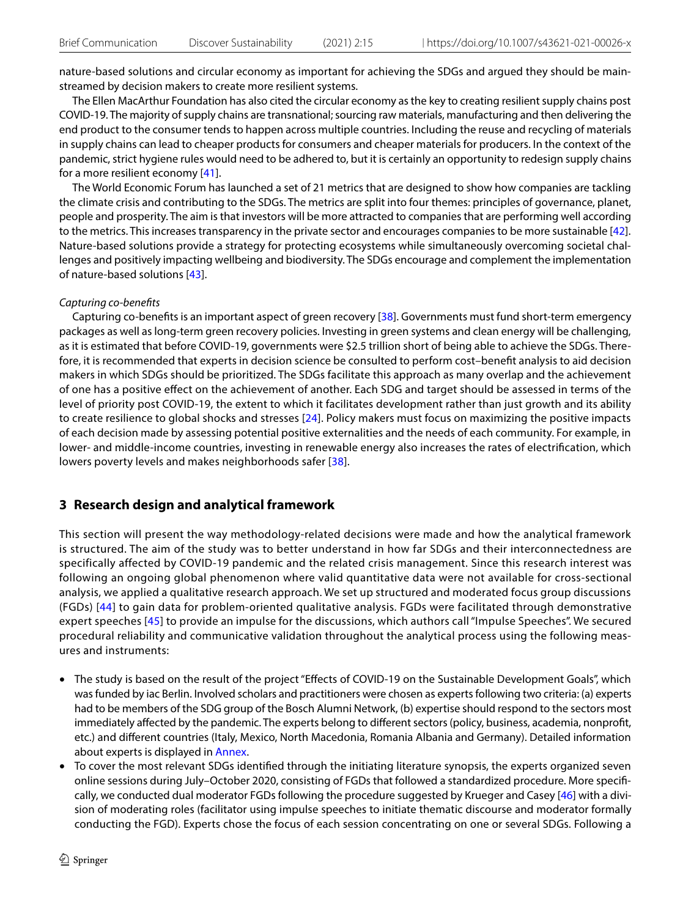nature-based solutions and circular economy as important for achieving the SDGs and argued they should be mainstreamed by decision makers to create more resilient systems.

The Ellen MacArthur Foundation has also cited the circular economy as the key to creating resilient supply chains post COVID-19. The majority of supply chains are transnational; sourcing raw materials, manufacturing and then delivering the end product to the consumer tends to happen across multiple countries. Including the reuse and recycling of materials in supply chains can lead to cheaper products for consumers and cheaper materials for producers. In the context of the pandemic, strict hygiene rules would need to be adhered to, but it is certainly an opportunity to redesign supply chains for a more resilient economy [41].

The World Economic Forum has launched a set of 21 metrics that are designed to show how companies are tackling the climate crisis and contributing to the SDGs. The metrics are split into four themes: principles of governance, planet, people and prosperity. The aim is that investors will be more attracted to companies that are performing well according to the metrics. This increases transparency in the private sector and encourages companies to be more sustainable [42]. Nature-based solutions provide a strategy for protecting ecosystems while simultaneously overcoming societal challenges and positively impacting wellbeing and biodiversity. The SDGs encourage and complement the implementation of nature-based solutions [43].

*Capturing co-benefits*

Capturing co-benefits is an important aspect of green recovery [38]. Governments must fund short-term emergency packages as well as long-term green recovery policies. Investing in green systems and clean energy will be challenging, as it is estimated that before COVID-19, governments were $2.5 trillion short of being able to achieve the SDGs. Therefore, it is recommended that experts in decision science be consulted to perform cost–benefit analysis to aid decision makers in which SDGs should be prioritized. The SDGs facilitate this approach as many overlap and the achievement of one has a positive effect on the achievement of another. Each SDG and target should be assessed in terms of the level of priority post COVID-19, the extent to which it facilitates development rather than just growth and its ability to create resilience to global shocks and stresses [24]. Policy makers must focus on maximizing the positive impacts of each decision made by assessing potential positive externalities and the needs of each community. For example, in lower- and middle-income countries, investing in renewable energy also increases the rates of electrification, which lowers poverty levels and makes neighborhoods safer [38].

## 3 Research design and analytical framework

This section will present the way methodology-related decisions were made and how the analytical framework is structured. The aim of the study was to better understand in how far SDGs and their interconnectedness are specifically affected by COVID-19 pandemic and the related crisis management. Since this research interest was following an ongoing global phenomenon where valid quantitative data were not available for cross-sectional analysis, we applied a qualitative research approach. We set up structured and moderated focus group discussions (FGDs) [44] to gain data for problem-oriented qualitative analysis. FGDs were facilitated through demonstrative expert speeches [45] to provide an impulse for the discussions, which authors call "Impulse Speeches". We secured procedural reliability and communicative validation throughout the analytical process using the following measures and instruments:

- The study is based on the result of the project "Effects of COVID-19 on the Sustainable Development Goals", which was funded by iac Berlin. Involved scholars and practitioners were chosen as experts following two criteria: (a) experts had to be members of the SDG group of the Bosch Alumni Network, (b) expertise should respond to the sectors most immediately affected by the pandemic. The experts belong to different sectors (policy, business, academia, nonprofit, etc.) and different countries (Italy, Mexico, North Macedonia, Romania Albania and Germany). Detailed information about experts is displayed in Annex.
- To cover the most relevant SDGs identified through the initiating literature synopsis, the experts organized seven online sessions during July–October 2020, consisting of FGDs that followed a standardized procedure. More specifically, we conducted dual moderator FGDs following the procedure suggested by Krueger and Casey [46] with a division of moderating roles (facilitator using impulse speeches to initiate thematic discourse and moderator formally conducting the FGD). Experts chose the focus of each session concentrating on one or several SDGs. Following a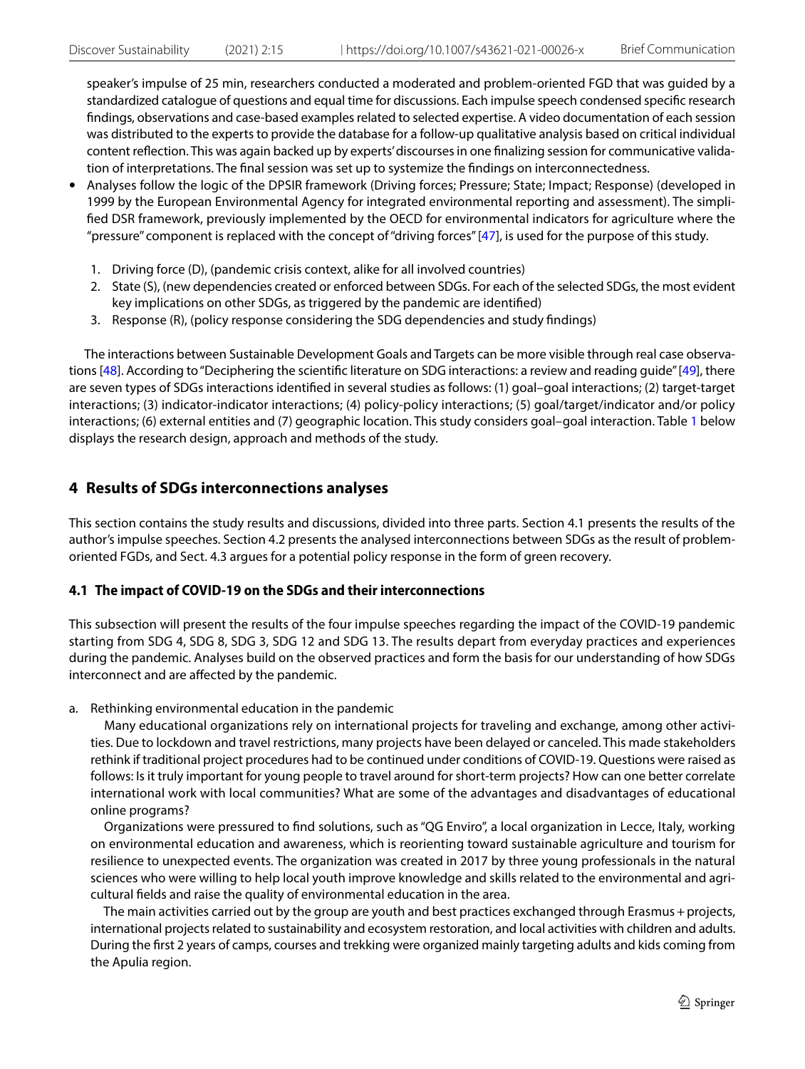speaker's impulse of 25 min, researchers conducted a moderated and problem-oriented FGD that was guided by a standardized catalogue of questions and equal time for discussions. Each impulse speech condensed specific research findings, observations and case-based examples related to selected expertise. A video documentation of each session was distributed to the experts to provide the database for a follow-up qualitative analysis based on critical individual content reflection. This was again backed up by experts' discourses in one finalizing session for communicative validation of interpretations. The final session was set up to systemize the findings on interconnectedness.

- Analyses follow the logic of the DPSIR framework (Driving forces; Pressure; State; Impact; Response) (developed in 1999 by the European Environmental Agency for integrated environmental reporting and assessment). The simplified DSR framework, previously implemented by the OECD for environmental indicators for agriculture where the "pressure" component is replaced with the concept of "driving forces" [47], is used for the purpose of this study.

  1. Driving force (D), (pandemic crisis context, alike for all involved countries)
  2. State (S), (new dependencies created or enforced between SDGs. For each of the selected SDGs, the most evident key implications on other SDGs, as triggered by the pandemic are identified)
  3. Response (R), (policy response considering the SDG dependencies and study findings)

The interactions between Sustainable Development Goals and Targets can be more visible through real case observations [48]. According to "Deciphering the scientific literature on SDG interactions: a review and reading guide" [49], there are seven types of SDGs interactions identified in several studies as follows: (1) goal–goal interactions; (2) target-target interactions; (3) indicator-indicator interactions; (4) policy-policy interactions; (5) goal/target/indicator and/or policy interactions; (6) external entities and (7) geographic location. This study considers goal–goal interaction. Table 1 below displays the research design, approach and methods of the study.

## 4 Results of SDGs interconnections analyses

This section contains the study results and discussions, divided into three parts. Section 4.1 presents the results of the author's impulse speeches. Section 4.2 presents the analysed interconnections between SDGs as the result of problem-oriented FGDs, and Sect. 4.3 argues for a potential policy response in the form of green recovery.

### 4.1 The impact of COVID-19 on the SDGs and their interconnections

This subsection will present the results of the four impulse speeches regarding the impact of the COVID-19 pandemic starting from SDG 4, SDG 8, SDG 3, SDG 12 and SDG 13. The results depart from everyday practices and experiences during the pandemic. Analyses build on the observed practices and form the basis for our understanding of how SDGs interconnect and are affected by the pandemic.

a. Rethinking environmental education in the pandemic

Many educational organizations rely on international projects for traveling and exchange, among other activities. Due to lockdown and travel restrictions, many projects have been delayed or canceled. This made stakeholders rethink if traditional project procedures had to be continued under conditions of COVID-19. Questions were raised as follows: Is it truly important for young people to travel around for short-term projects? How can one better correlate international work with local communities? What are some of the advantages and disadvantages of educational online programs?

Organizations were pressured to find solutions, such as "QG Enviro", a local organization in Lecce, Italy, working on environmental education and awareness, which is reorienting toward sustainable agriculture and tourism for resilience to unexpected events. The organization was created in 2017 by three young professionals in the natural sciences who were willing to help local youth improve knowledge and skills related to the environmental and agricultural fields and raise the quality of environmental education in the area.

The main activities carried out by the group are youth and best practices exchanged through Erasmus + projects, international projects related to sustainability and ecosystem restoration, and local activities with children and adults. During the first 2 years of camps, courses and trekking were organized mainly targeting adults and kids coming from the Apulia region.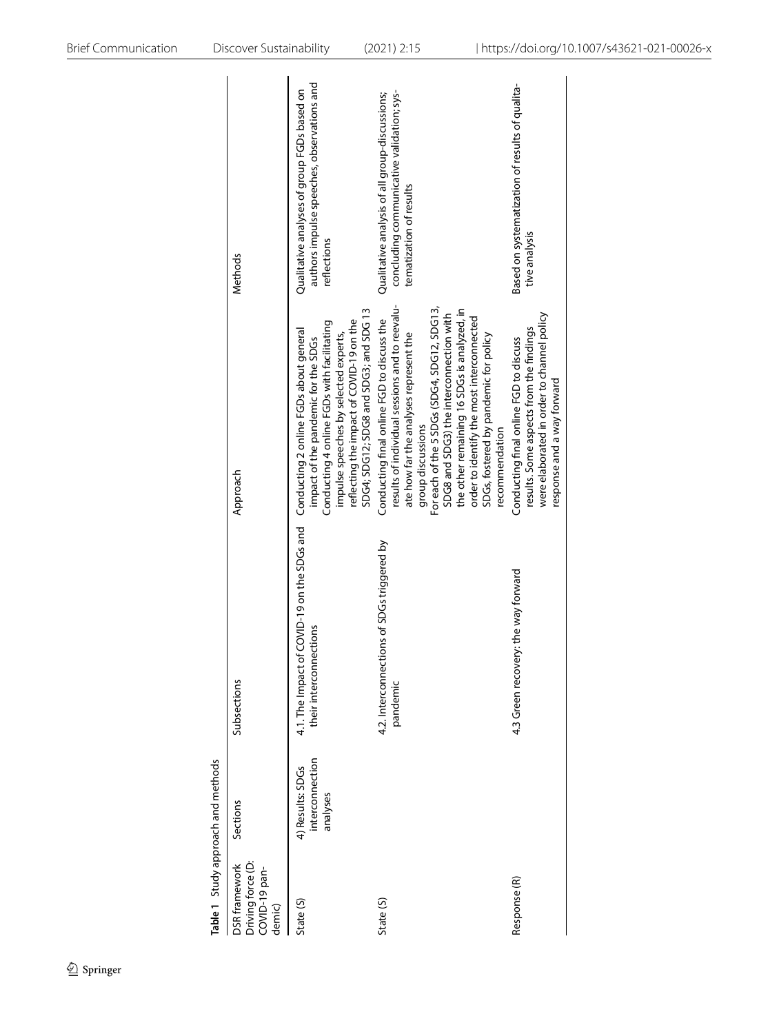**Table 1** Study approach and methods

| DSR framework Driving force (D: COVID-19 pandemic) | Sections | Subsections | Approach | Methods |
|---|---|---|---|---|
| State (S) | 4) Results: SDGs interconnection analyses | 4.1. The Impact of COVID-19 on the SDGs and their interconnections | Conducting 2 online FGDs about general impact of the pandemic for the SDGs<br>Conducting 4 online FGDs with facilitating impulse speeches by selected experts, reflecting the impact of COVID-19 on the SDG4; SDG12; SDG8 and SDG3; and SDG 13 | Qualitative analyses of group FGDs based on authors impulse speeches, observations and reflections |
| State (S) | | 4.2. Interconnections of SDGs triggered by pandemic | Conducting final online FGD to discuss the results of individual sessions and to reevaluate how far the analyses represent the group discussions<br>For each of the 5 SDGs (SDG4, SDG12, SDG13, SDG8 and SDG3) the interconnection with the other remaining 16 SDGs is analyzed, in order to identify the most interconnected SDGs, fostered by pandemic for policy recommendation | Qualitative analysis of all group-discussions; concluding communicative validation; systematization of results |
| Response (R) | | 4.3 Green recovery: the way forward | Conducting final online FGD to discuss results. Some aspects from the findings were elaborated in order to channel policy response and a way forward | Based on systematization of results of qualitative analysis |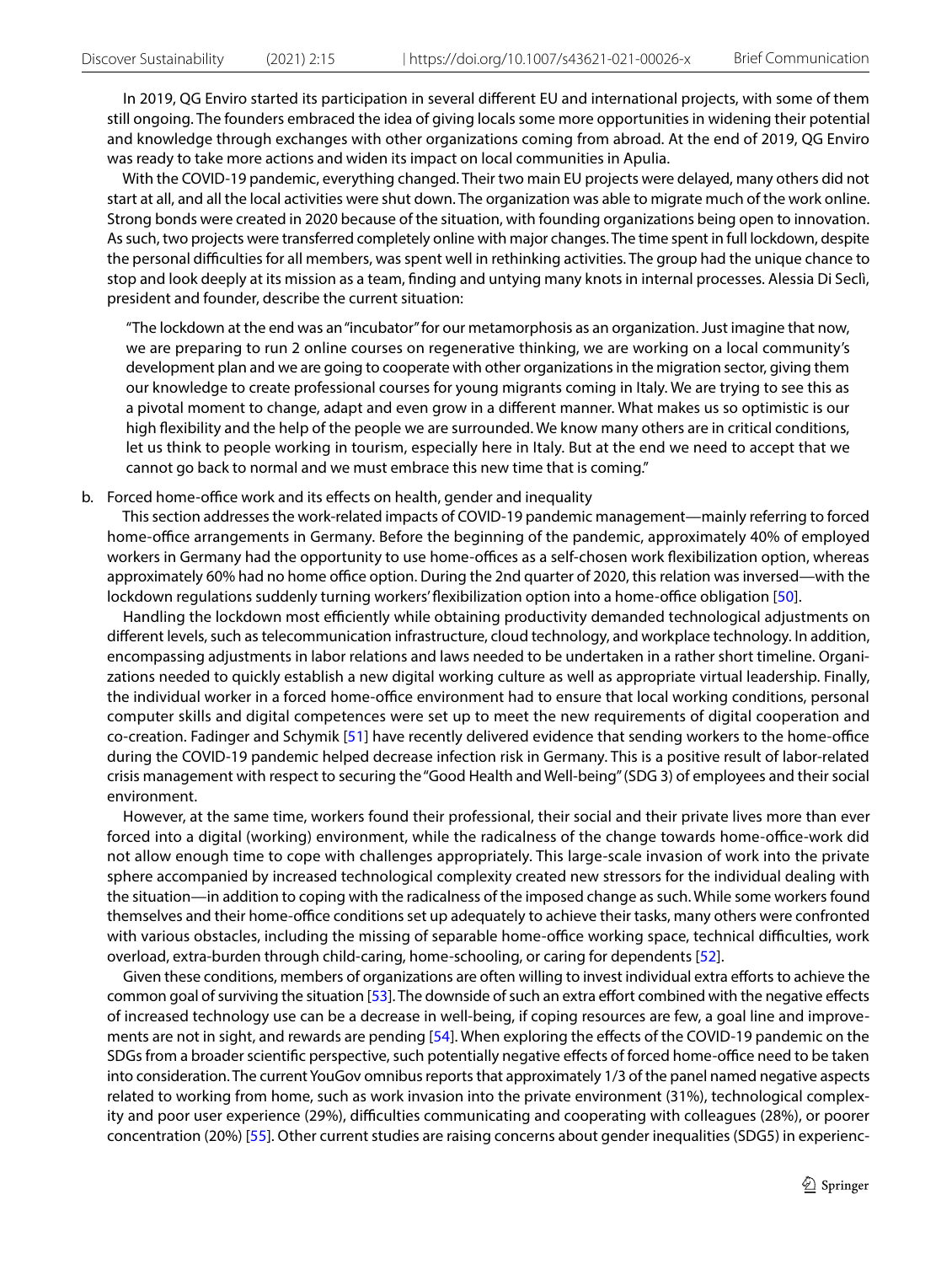In 2019, QG Enviro started its participation in several different EU and international projects, with some of them still ongoing. The founders embraced the idea of giving locals some more opportunities in widening their potential and knowledge through exchanges with other organizations coming from abroad. At the end of 2019, QG Enviro was ready to take more actions and widen its impact on local communities in Apulia.

With the COVID-19 pandemic, everything changed. Their two main EU projects were delayed, many others did not start at all, and all the local activities were shut down. The organization was able to migrate much of the work online. Strong bonds were created in 2020 because of the situation, with founding organizations being open to innovation. As such, two projects were transferred completely online with major changes. The time spent in full lockdown, despite the personal difficulties for all members, was spent well in rethinking activities. The group had the unique chance to stop and look deeply at its mission as a team, finding and untying many knots in internal processes. Alessia Di Seclì, president and founder, describe the current situation:

> "The lockdown at the end was an "incubator" for our metamorphosis as an organization. Just imagine that now, we are preparing to run 2 online courses on regenerative thinking, we are working on a local community's development plan and we are going to cooperate with other organizations in the migration sector, giving them our knowledge to create professional courses for young migrants coming in Italy. We are trying to see this as a pivotal moment to change, adapt and even grow in a different manner. What makes us so optimistic is our high flexibility and the help of the people we are surrounded. We know many others are in critical conditions, let us think to people working in tourism, especially here in Italy. But at the end we need to accept that we cannot go back to normal and we must embrace this new time that is coming."

b. Forced home-office work and its effects on health, gender and inequality

This section addresses the work-related impacts of COVID-19 pandemic management—mainly referring to forced home-office arrangements in Germany. Before the beginning of the pandemic, approximately 40% of employed workers in Germany had the opportunity to use home-offices as a self-chosen work flexibilization option, whereas approximately 60% had no home office option. During the 2nd quarter of 2020, this relation was inversed—with the lockdown regulations suddenly turning workers' flexibilization option into a home-office obligation [50].

Handling the lockdown most efficiently while obtaining productivity demanded technological adjustments on different levels, such as telecommunication infrastructure, cloud technology, and workplace technology. In addition, encompassing adjustments in labor relations and laws needed to be undertaken in a rather short timeline. Organizations needed to quickly establish a new digital working culture as well as appropriate virtual leadership. Finally, the individual worker in a forced home-office environment had to ensure that local working conditions, personal computer skills and digital competences were set up to meet the new requirements of digital cooperation and co-creation. Fadinger and Schymik [51] have recently delivered evidence that sending workers to the home-office during the COVID-19 pandemic helped decrease infection risk in Germany. This is a positive result of labor-related crisis management with respect to securing the "Good Health and Well-being" (SDG 3) of employees and their social environment.

However, at the same time, workers found their professional, their social and their private lives more than ever forced into a digital (working) environment, while the radicalness of the change towards home-office-work did not allow enough time to cope with challenges appropriately. This large-scale invasion of work into the private sphere accompanied by increased technological complexity created new stressors for the individual dealing with the situation—in addition to coping with the radicalness of the imposed change as such. While some workers found themselves and their home-office conditions set up adequately to achieve their tasks, many others were confronted with various obstacles, including the missing of separable home-office working space, technical difficulties, work overload, extra-burden through child-caring, home-schooling, or caring for dependents [52].

Given these conditions, members of organizations are often willing to invest individual extra efforts to achieve the common goal of surviving the situation [53]. The downside of such an extra effort combined with the negative effects of increased technology use can be a decrease in well-being, if coping resources are few, a goal line and improvements are not in sight, and rewards are pending [54]. When exploring the effects of the COVID-19 pandemic on the SDGs from a broader scientific perspective, such potentially negative effects of forced home-office need to be taken into consideration. The current YouGov omnibus reports that approximately 1/3 of the panel named negative aspects related to working from home, such as work invasion into the private environment (31%), technological complexity and poor user experience (29%), difficulties communicating and cooperating with colleagues (28%), or poorer concentration (20%) [55]. Other current studies are raising concerns about gender inequalities (SDG5) in experienc-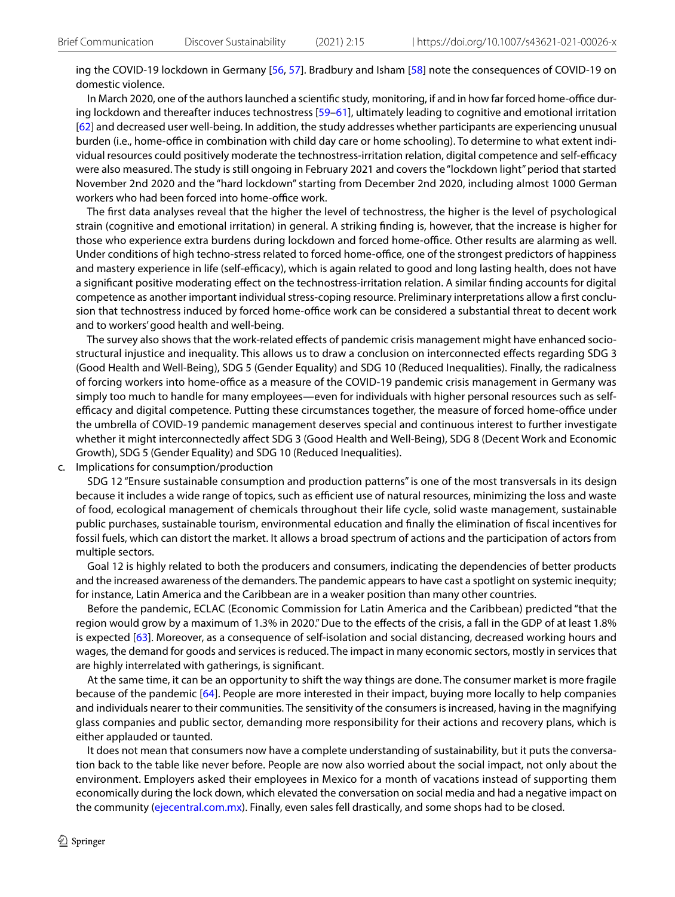ing the COVID-19 lockdown in Germany [56, 57]. Bradbury and Isham [58] note the consequences of COVID-19 on domestic violence.

In March 2020, one of the authors launched a scientific study, monitoring, if and in how far forced home-office during lockdown and thereafter induces technostress [59–61], ultimately leading to cognitive and emotional irritation [62] and decreased user well-being. In addition, the study addresses whether participants are experiencing unusual burden (i.e., home-office in combination with child day care or home schooling). To determine to what extent individual resources could positively moderate the technostress-irritation relation, digital competence and self-efficacy were also measured. The study is still ongoing in February 2021 and covers the "lockdown light" period that started November 2nd 2020 and the "hard lockdown" starting from December 2nd 2020, including almost 1000 German workers who had been forced into home-office work.

The first data analyses reveal that the higher the level of technostress, the higher is the level of psychological strain (cognitive and emotional irritation) in general. A striking finding is, however, that the increase is higher for those who experience extra burdens during lockdown and forced home-office. Other results are alarming as well. Under conditions of high techno-stress related to forced home-office, one of the strongest predictors of happiness and mastery experience in life (self-efficacy), which is again related to good and long lasting health, does not have a significant positive moderating effect on the technostress-irritation relation. A similar finding accounts for digital competence as another important individual stress-coping resource. Preliminary interpretations allow a first conclusion that technostress induced by forced home-office work can be considered a substantial threat to decent work and to workers' good health and well-being.

The survey also shows that the work-related effects of pandemic crisis management might have enhanced socio-structural injustice and inequality. This allows us to draw a conclusion on interconnected effects regarding SDG 3 (Good Health and Well-Being), SDG 5 (Gender Equality) and SDG 10 (Reduced Inequalities). Finally, the radicalness of forcing workers into home-office as a measure of the COVID-19 pandemic crisis management in Germany was simply too much to handle for many employees—even for individuals with higher personal resources such as self-efficacy and digital competence. Putting these circumstances together, the measure of forced home-office under the umbrella of COVID-19 pandemic management deserves special and continuous interest to further investigate whether it might interconnectedly affect SDG 3 (Good Health and Well-Being), SDG 8 (Decent Work and Economic Growth), SDG 5 (Gender Equality) and SDG 10 (Reduced Inequalities).

c. Implications for consumption/production

SDG 12 "Ensure sustainable consumption and production patterns" is one of the most transversals in its design because it includes a wide range of topics, such as efficient use of natural resources, minimizing the loss and waste of food, ecological management of chemicals throughout their life cycle, solid waste management, sustainable public purchases, sustainable tourism, environmental education and finally the elimination of fiscal incentives for fossil fuels, which can distort the market. It allows a broad spectrum of actions and the participation of actors from multiple sectors.

Goal 12 is highly related to both the producers and consumers, indicating the dependencies of better products and the increased awareness of the demanders. The pandemic appears to have cast a spotlight on systemic inequity; for instance, Latin America and the Caribbean are in a weaker position than many other countries.

Before the pandemic, ECLAC (Economic Commission for Latin America and the Caribbean) predicted "that the region would grow by a maximum of 1.3% in 2020." Due to the effects of the crisis, a fall in the GDP of at least 1.8% is expected [63]. Moreover, as a consequence of self-isolation and social distancing, decreased working hours and wages, the demand for goods and services is reduced. The impact in many economic sectors, mostly in services that are highly interrelated with gatherings, is significant.

At the same time, it can be an opportunity to shift the way things are done. The consumer market is more fragile because of the pandemic [64]. People are more interested in their impact, buying more locally to help companies and individuals nearer to their communities. The sensitivity of the consumers is increased, having in the magnifying glass companies and public sector, demanding more responsibility for their actions and recovery plans, which is either applauded or taunted.

It does not mean that consumers now have a complete understanding of sustainability, but it puts the conversation back to the table like never before. People are now also worried about the social impact, not only about the environment. Employers asked their employees in Mexico for a month of vacations instead of supporting them economically during the lock down, which elevated the conversation on social media and had a negative impact on the community (ejecentral.com.mx). Finally, even sales fell drastically, and some shops had to be closed.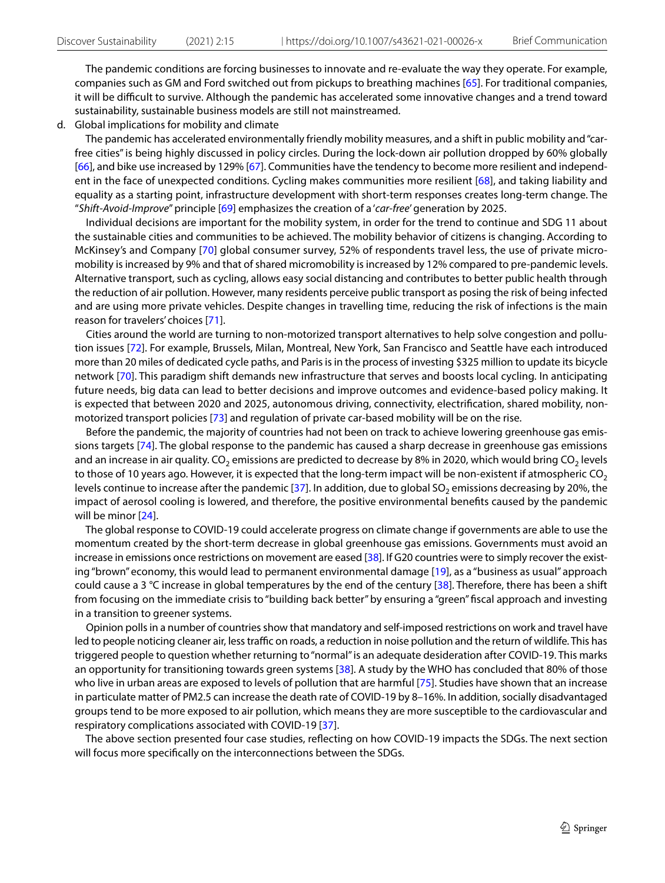The pandemic conditions are forcing businesses to innovate and re-evaluate the way they operate. For example, companies such as GM and Ford switched out from pickups to breathing machines [65]. For traditional companies, it will be difficult to survive. Although the pandemic has accelerated some innovative changes and a trend toward sustainability, sustainable business models are still not mainstreamed.

d. Global implications for mobility and climate

The pandemic has accelerated environmentally friendly mobility measures, and a shift in public mobility and "car-free cities" is being highly discussed in policy circles. During the lock-down air pollution dropped by 60% globally [66], and bike use increased by 129% [67]. Communities have the tendency to become more resilient and independent in the face of unexpected conditions. Cycling makes communities more resilient [68], and taking liability and equality as a starting point, infrastructure development with short-term responses creates long-term change. The "*Shift-Avoid-Improve*" principle [69] emphasizes the creation of a '*car-free*' generation by 2025.

Individual decisions are important for the mobility system, in order for the trend to continue and SDG 11 about the sustainable cities and communities to be achieved. The mobility behavior of citizens is changing. According to McKinsey's and Company [70] global consumer survey, 52% of respondents travel less, the use of private micromobility is increased by 9% and that of shared micromobility is increased by 12% compared to pre-pandemic levels. Alternative transport, such as cycling, allows easy social distancing and contributes to better public health through the reduction of air pollution. However, many residents perceive public transport as posing the risk of being infected and are using more private vehicles. Despite changes in travelling time, reducing the risk of infections is the main reason for travelers' choices [71].

Cities around the world are turning to non-motorized transport alternatives to help solve congestion and pollution issues [72]. For example, Brussels, Milan, Montreal, New York, San Francisco and Seattle have each introduced more than 20 miles of dedicated cycle paths, and Paris is in the process of investing $325 million to update its bicycle network [70]. This paradigm shift demands new infrastructure that serves and boosts local cycling. In anticipating future needs, big data can lead to better decisions and improve outcomes and evidence-based policy making. It is expected that between 2020 and 2025, autonomous driving, connectivity, electrification, shared mobility, non-motorized transport policies [73] and regulation of private car-based mobility will be on the rise.

Before the pandemic, the majority of countries had not been on track to achieve lowering greenhouse gas emissions targets [74]. The global response to the pandemic has caused a sharp decrease in greenhouse gas emissions and an increase in air quality. $CO_2$ emissions are predicted to decrease by 8% in 2020, which would bring $CO_2$ levels to those of 10 years ago. However, it is expected that the long-term impact will be non-existent if atmospheric $CO_2$ levels continue to increase after the pandemic [37]. In addition, due to global $SO_2$ emissions decreasing by 20%, the impact of aerosol cooling is lowered, and therefore, the positive environmental benefits caused by the pandemic will be minor [24].

The global response to COVID-19 could accelerate progress on climate change if governments are able to use the momentum created by the short-term decrease in global greenhouse gas emissions. Governments must avoid an increase in emissions once restrictions on movement are eased [38]. If G20 countries were to simply recover the existing "brown" economy, this would lead to permanent environmental damage [19], as a "business as usual" approach could cause a 3 °C increase in global temperatures by the end of the century [38]. Therefore, there has been a shift from focusing on the immediate crisis to "building back better" by ensuring a "green" fiscal approach and investing in a transition to greener systems.

Opinion polls in a number of countries show that mandatory and self-imposed restrictions on work and travel have led to people noticing cleaner air, less traffic on roads, a reduction in noise pollution and the return of wildlife. This has triggered people to question whether returning to "normal" is an adequate desideration after COVID-19. This marks an opportunity for transitioning towards green systems [38]. A study by the WHO has concluded that 80% of those who live in urban areas are exposed to levels of pollution that are harmful [75]. Studies have shown that an increase in particulate matter of PM2.5 can increase the death rate of COVID-19 by 8–16%. In addition, socially disadvantaged groups tend to be more exposed to air pollution, which means they are more susceptible to the cardiovascular and respiratory complications associated with COVID-19 [37].

The above section presented four case studies, reflecting on how COVID-19 impacts the SDGs. The next section will focus more specifically on the interconnections between the SDGs.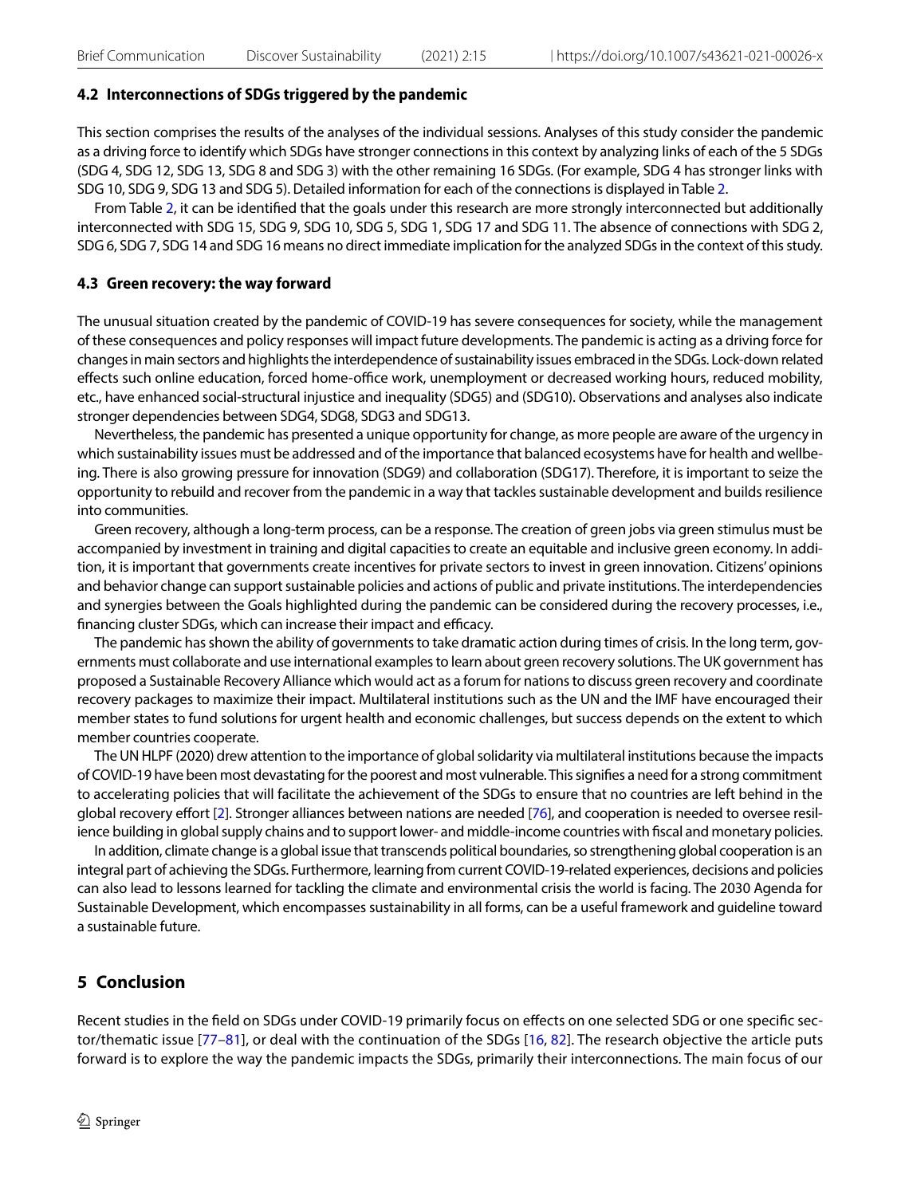### 4.2 Interconnections of SDGs triggered by the pandemic

This section comprises the results of the analyses of the individual sessions. Analyses of this study consider the pandemic as a driving force to identify which SDGs have stronger connections in this context by analyzing links of each of the 5 SDGs (SDG 4, SDG 12, SDG 13, SDG 8 and SDG 3) with the other remaining 16 SDGs. (For example, SDG 4 has stronger links with SDG 10, SDG 9, SDG 13 and SDG 5). Detailed information for each of the connections is displayed in Table 2.

From Table 2, it can be identified that the goals under this research are more strongly interconnected but additionally interconnected with SDG 15, SDG 9, SDG 10, SDG 5, SDG 1, SDG 17 and SDG 11. The absence of connections with SDG 2, SDG 6, SDG 7, SDG 14 and SDG 16 means no direct immediate implication for the analyzed SDGs in the context of this study.

### 4.3 Green recovery: the way forward

The unusual situation created by the pandemic of COVID-19 has severe consequences for society, while the management of these consequences and policy responses will impact future developments. The pandemic is acting as a driving force for changes in main sectors and highlights the interdependence of sustainability issues embraced in the SDGs. Lock-down related effects such online education, forced home-office work, unemployment or decreased working hours, reduced mobility, etc., have enhanced social-structural injustice and inequality (SDG5) and (SDG10). Observations and analyses also indicate stronger dependencies between SDG4, SDG8, SDG3 and SDG13.

Nevertheless, the pandemic has presented a unique opportunity for change, as more people are aware of the urgency in which sustainability issues must be addressed and of the importance that balanced ecosystems have for health and wellbeing. There is also growing pressure for innovation (SDG9) and collaboration (SDG17). Therefore, it is important to seize the opportunity to rebuild and recover from the pandemic in a way that tackles sustainable development and builds resilience into communities.

Green recovery, although a long-term process, can be a response. The creation of green jobs via green stimulus must be accompanied by investment in training and digital capacities to create an equitable and inclusive green economy. In addition, it is important that governments create incentives for private sectors to invest in green innovation. Citizens' opinions and behavior change can support sustainable policies and actions of public and private institutions. The interdependencies and synergies between the Goals highlighted during the pandemic can be considered during the recovery processes, i.e., financing cluster SDGs, which can increase their impact and efficacy.

The pandemic has shown the ability of governments to take dramatic action during times of crisis. In the long term, governments must collaborate and use international examples to learn about green recovery solutions. The UK government has proposed a Sustainable Recovery Alliance which would act as a forum for nations to discuss green recovery and coordinate recovery packages to maximize their impact. Multilateral institutions such as the UN and the IMF have encouraged their member states to fund solutions for urgent health and economic challenges, but success depends on the extent to which member countries cooperate.

The UN HLPF (2020) drew attention to the importance of global solidarity via multilateral institutions because the impacts of COVID-19 have been most devastating for the poorest and most vulnerable. This signifies a need for a strong commitment to accelerating policies that will facilitate the achievement of the SDGs to ensure that no countries are left behind in the global recovery effort [2]. Stronger alliances between nations are needed [76], and cooperation is needed to oversee resilience building in global supply chains and to support lower- and middle-income countries with fiscal and monetary policies.

In addition, climate change is a global issue that transcends political boundaries, so strengthening global cooperation is an integral part of achieving the SDGs. Furthermore, learning from current COVID-19-related experiences, decisions and policies can also lead to lessons learned for tackling the climate and environmental crisis the world is facing. The 2030 Agenda for Sustainable Development, which encompasses sustainability in all forms, can be a useful framework and guideline toward a sustainable future.

## 5 Conclusion

Recent studies in the field on SDGs under COVID-19 primarily focus on effects on one selected SDG or one specific sector/thematic issue [77–81], or deal with the continuation of the SDGs [16, 82]. The research objective the article puts forward is to explore the way the pandemic impacts the SDGs, primarily their interconnections. The main focus of our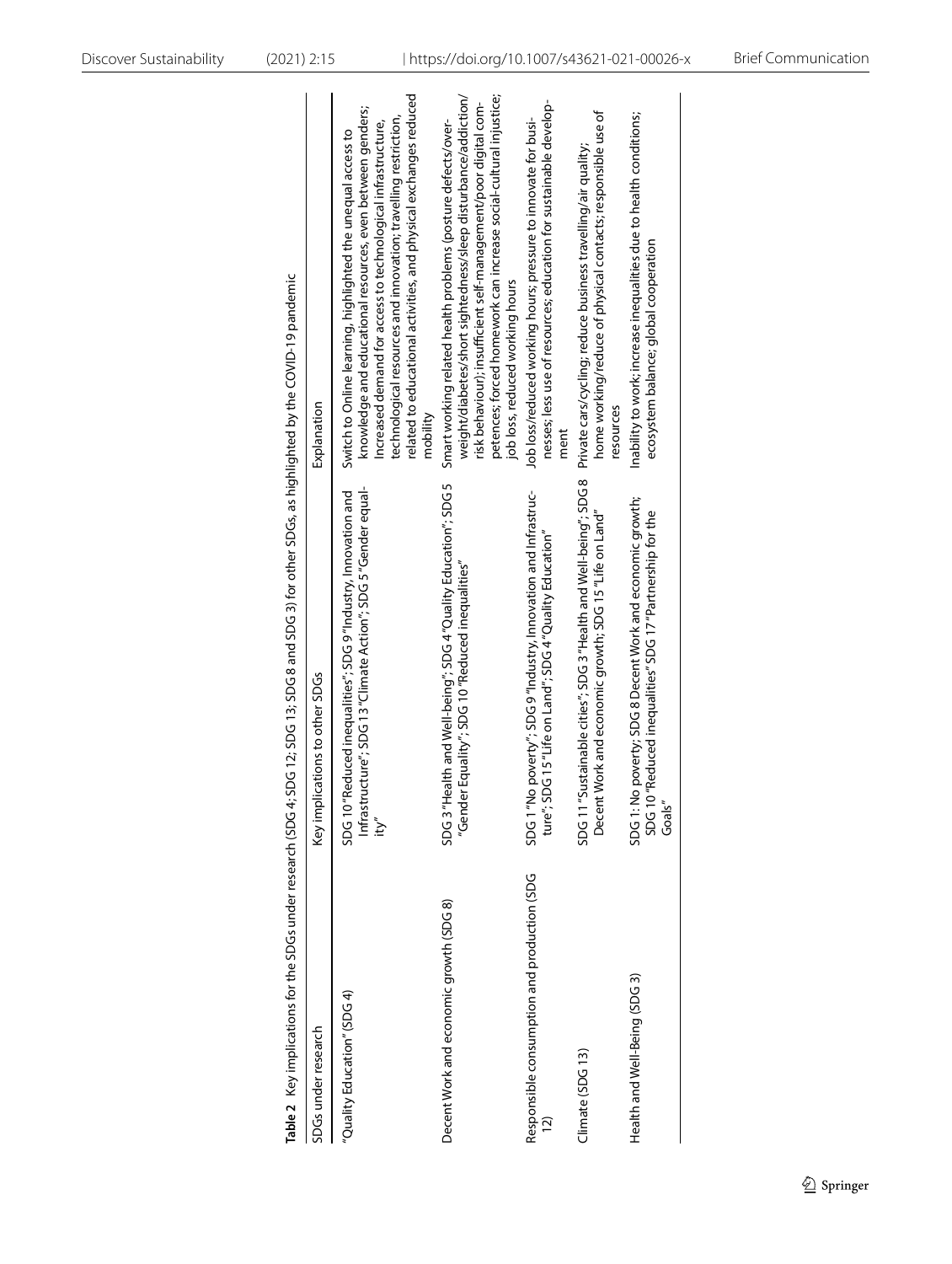**Table 2** Key implications for the SDGs under research (SDG 4; SDG 12; SDG 13; SDG 8 and SDG 3) for other SDGs, as highlighted by the COVID-19 pandemic

| SDGs under research | Key implications to other SDGs | Explanation |
|---|---|---|
| "Quality Education" (SDG 4) | SDG 10 "Reduced inequalities"; SDG 9 "Industry, Innovation and Infrastructure"; SDG 13 "Climate Action"; SDG 5 "Gender equality" | Switch to Online learning, highlighted the unequal access to knowledge and educational resources, even between genders; Increased demand for access to technological infrastructure, technological resources and innovation; travelling restriction, related to educational activities, and physical exchanges reduced mobility |
| Decent Work and economic growth (SDG 8) | SDG 3 "Health and Well-being"; SDG 4 "Quality Education"; SDG 5 "Gender Equality"; SDG 10 "Reduced inequalities" | Smart working related health problems (posture defects/overweight/diabetes/short sightedness/sleep disturbance/addiction/risk behaviour); insufficient self-management/poor digital competences; forced homework can increase social-cultural injustice; job loss, reduced working hours |
| Responsible consumption and production (SDG 12) | SDG 1 "No poverty"; SDG 9 "Industry, Innovation and Infrastructure"; SDG 15 "Life on Land"; SDG 4 "Quality Education" | Job loss/reduced working hours; pressure to innovate for businesses; less use of resources; education for sustainable development |
| Climate (SDG 13) | SDG 11 "Sustainable cities"; SDG 3 "Health and Well-being"; SDG 8 Decent Work and economic growth; SDG 15 "Life on Land" | Private cars/cycling; reduce business travelling/air quality; home working/reduce of physical contacts; responsible use of resources |
| Health and Well-Being (SDG 3) | SDG 1: No poverty; SDG 8 Decent Work and economic growth; SDG 10 "Reduced inequalities" SDG 17 "Partnership for the Goals" | Inability to work; increase inequalities due to health conditions; ecosystem balance; global cooperation |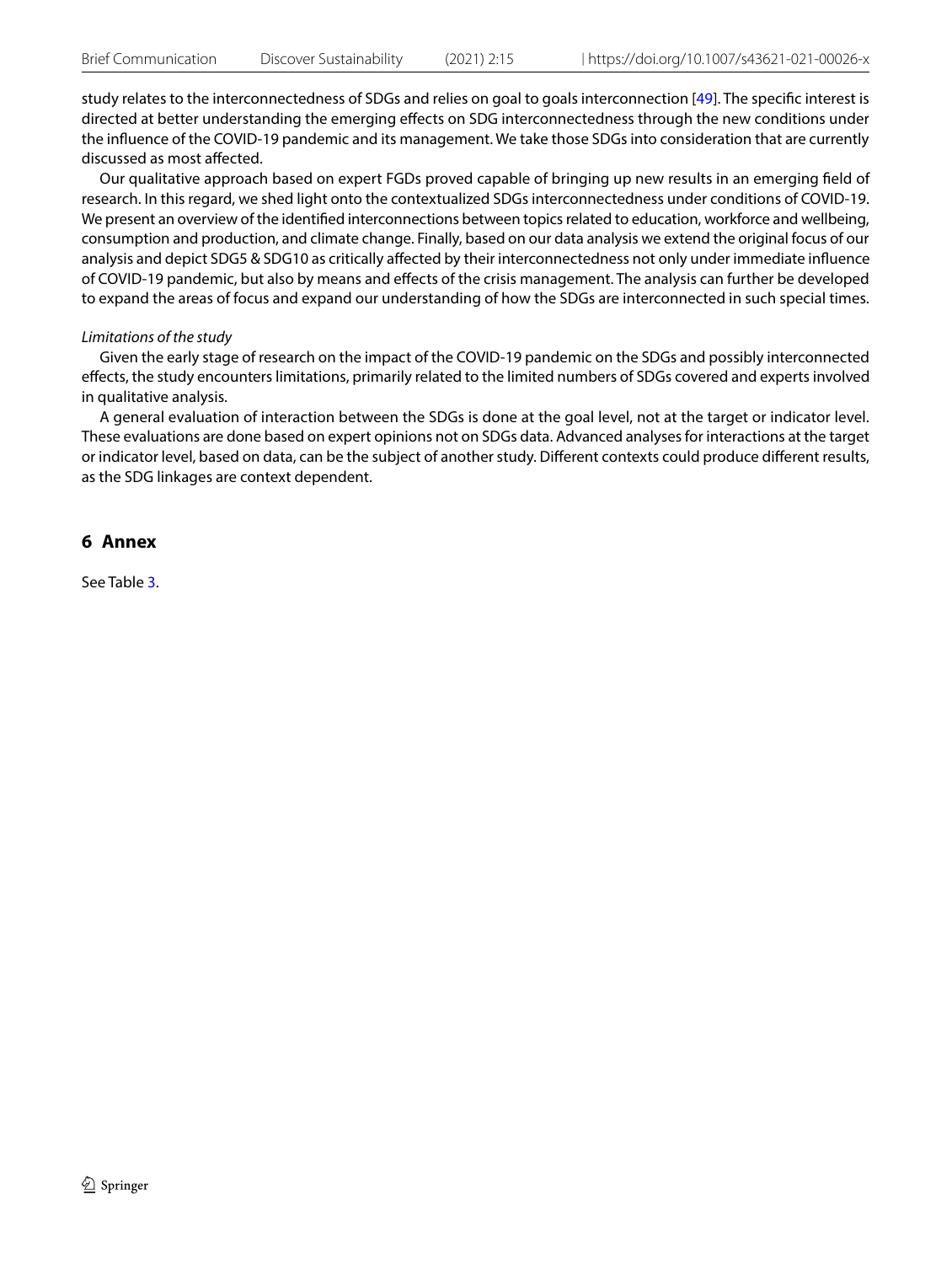study relates to the interconnectedness of SDGs and relies on goal to goals interconnection [49]. The specific interest is directed at better understanding the emerging effects on SDG interconnectedness through the new conditions under the influence of the COVID-19 pandemic and its management. We take those SDGs into consideration that are currently discussed as most affected.

Our qualitative approach based on expert FGDs proved capable of bringing up new results in an emerging field of research. In this regard, we shed light onto the contextualized SDGs interconnectedness under conditions of COVID-19. We present an overview of the identified interconnections between topics related to education, workforce and wellbeing, consumption and production, and climate change. Finally, based on our data analysis we extend the original focus of our analysis and depict SDG5 & SDG10 as critically affected by their interconnectedness not only under immediate influence of COVID-19 pandemic, but also by means and effects of the crisis management. The analysis can further be developed to expand the areas of focus and expand our understanding of how the SDGs are interconnected in such special times.

*Limitations of the study*

Given the early stage of research on the impact of the COVID-19 pandemic on the SDGs and possibly interconnected effects, the study encounters limitations, primarily related to the limited numbers of SDGs covered and experts involved in qualitative analysis.

A general evaluation of interaction between the SDGs is done at the goal level, not at the target or indicator level. These evaluations are done based on expert opinions not on SDGs data. Advanced analyses for interactions at the target or indicator level, based on data, can be the subject of another study. Different contexts could produce different results, as the SDG linkages are context dependent.

## 6 Annex

See Table 3.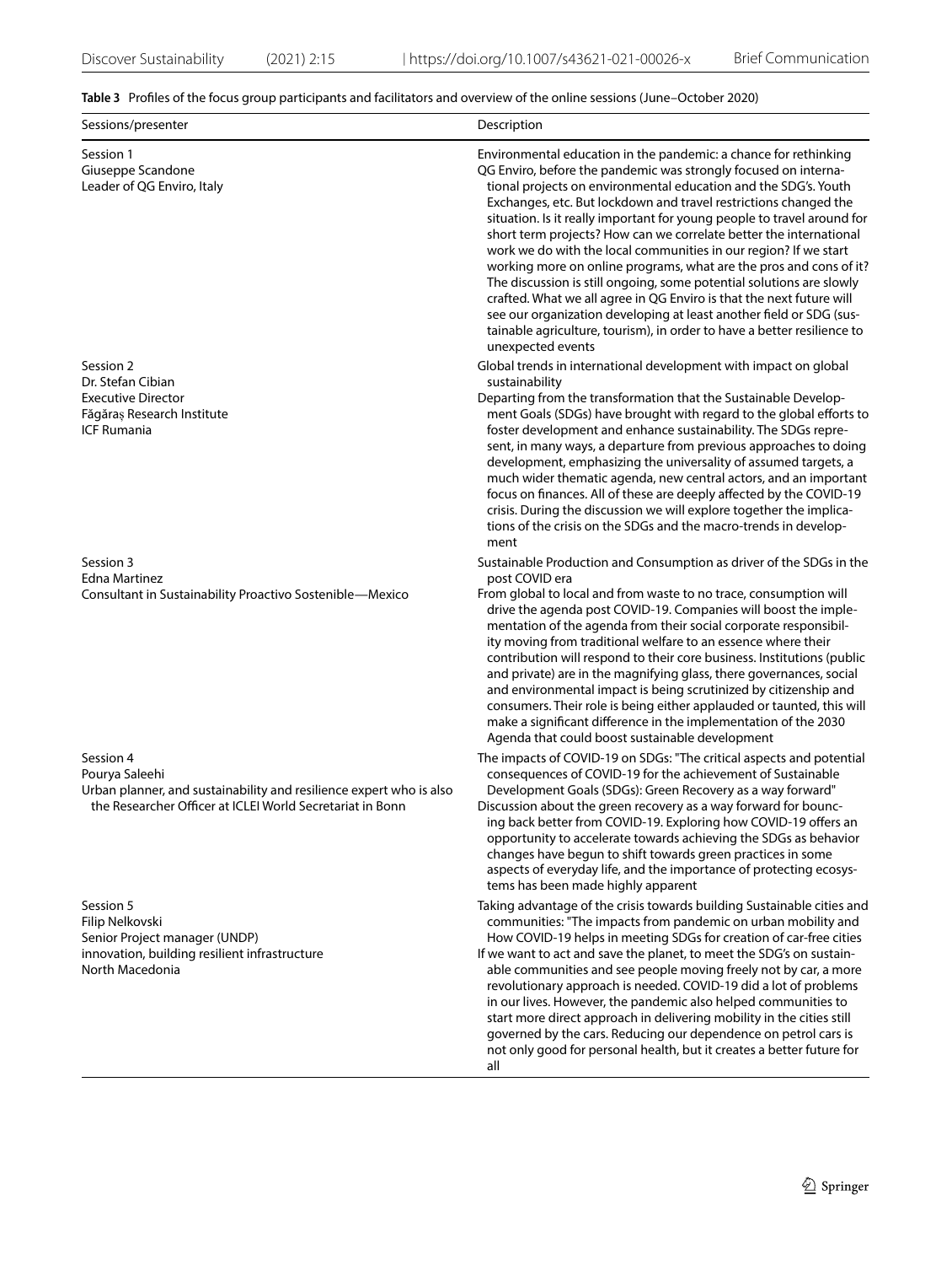**Table 3** Profiles of the focus group participants and facilitators and overview of the online sessions (June–October 2020)

| Sessions/presenter | Description |
| --- | --- |
| Session 1<br>Giuseppe Scandone<br>Leader of QG Enviro, Italy | Environmental education in the pandemic: a chance for rethinking<br>QG Enviro, before the pandemic was strongly focused on international projects on environmental education and the SDG's. Youth Exchanges, etc. But lockdown and travel restrictions changed the situation. Is it really important for young people to travel around for short term projects? How can we correlate better the international work we do with the local communities in our region? If we start working more on online programs, what are the pros and cons of it? The discussion is still ongoing, some potential solutions are slowly crafted. What we all agree in QG Enviro is that the next future will see our organization developing at least another field or SDG (sustainable agriculture, tourism), in order to have a better resilience to unexpected events |
| Session 2<br>Dr. Stefan Cibian<br>Executive Director<br>Făgăraș Research Institute<br>ICF Rumania | Global trends in international development with impact on global sustainability<br>Departing from the transformation that the Sustainable Development Goals (SDGs) have brought with regard to the global efforts to foster development and enhance sustainability. The SDGs represent, in many ways, a departure from previous approaches to doing development, emphasizing the universality of assumed targets, a much wider thematic agenda, new central actors, and an important focus on finances. All of these are deeply affected by the COVID-19 crisis. During the discussion we will explore together the implications of the crisis on the SDGs and the macro-trends in development |
| Session 3<br>Edna Martinez<br>Consultant in Sustainability Proactivo Sostenible—Mexico | Sustainable Production and Consumption as driver of the SDGs in the post COVID era<br>From global to local and from waste to no trace, consumption will drive the agenda post COVID-19. Companies will boost the implementation of the agenda from their social corporate responsibility moving from traditional welfare to an essence where their contribution will respond to their core business. Institutions (public and private) are in the magnifying glass, there governances, social and environmental impact is being scrutinized by citizenship and consumers. Their role is being either applauded or taunted, this will make a significant difference in the implementation of the 2030 Agenda that could boost sustainable development |
| Session 4<br>Pourya Saleehi<br>Urban planner, and sustainability and resilience expert who is also the Researcher Officer at ICLEI World Secretariat in Bonn | The impacts of COVID-19 on SDGs: "The critical aspects and potential consequences of COVID-19 for the achievement of Sustainable Development Goals (SDGs): Green Recovery as a way forward"<br>Discussion about the green recovery as a way forward for bouncing back better from COVID-19. Exploring how COVID-19 offers an opportunity to accelerate towards achieving the SDGs as behavior changes have begun to shift towards green practices in some aspects of everyday life, and the importance of protecting ecosystems has been made highly apparent |
| Session 5<br>Filip Nelkovski<br>Senior Project manager (UNDP)<br>innovation, building resilient infrastructure<br>North Macedonia | Taking advantage of the crisis towards building Sustainable cities and communities: "The impacts from pandemic on urban mobility and How COVID-19 helps in meeting SDGs for creation of car-free cities<br>If we want to act and save the planet, to meet the SDG's on sustainable communities and see people moving freely not by car, a more revolutionary approach is needed. COVID-19 did a lot of problems in our lives. However, the pandemic also helped communities to start more direct approach in delivering mobility in the cities still governed by the cars. Reducing our dependence on petrol cars is not only good for personal health, but it creates a better future for all |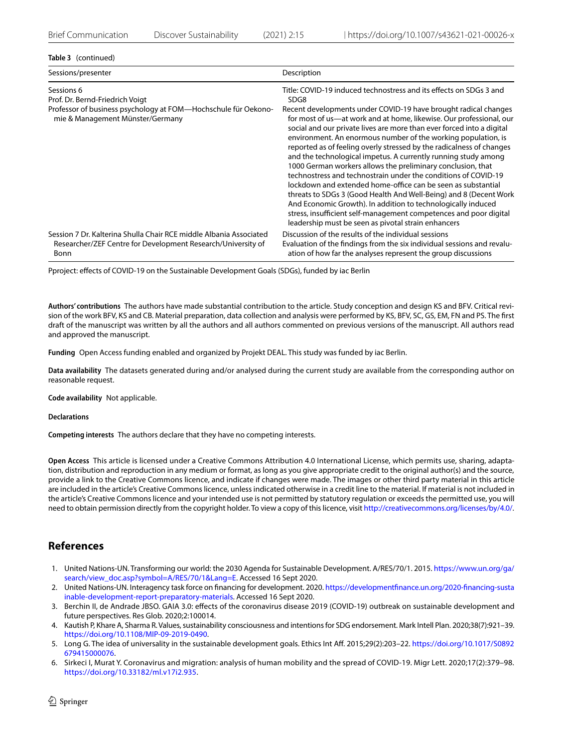**Table 3** (continued)

| Sessions/presenter | Description |
|---|---|
| Sessions 6<br>Prof. Dr. Bernd-Friedrich Voigt<br>Professor of business psychology at FOM—Hochschule für Oekonomie & Management Münster/Germany | Title: COVID-19 induced technostress and its effects on SDGs 3 and SDG8<br>Recent developments under COVID-19 have brought radical changes for most of us—at work and at home, likewise. Our professional, our social and our private lives are more than ever forced into a digital environment. An enormous number of the working population, is reported as of feeling overly stressed by the radicalness of changes and the technological impetus. A currently running study among 1000 German workers allows the preliminary conclusion, that technostress and technostrain under the conditions of COVID-19 lockdown and extended home-office can be seen as substantial threats to SDGs 3 (Good Health And Well-Being) and 8 (Decent Work And Economic Growth). In addition to technologically induced stress, insufficient self-management competences and poor digital leadership must be seen as pivotal strain enhancers |
| Session 7 Dr. Kalterina Shulla Chair RCE middle Albania Associated Researcher/ZEF Centre for Development Research/University of Bonn | Discussion of the results of the individual sessions<br>Evaluation of the findings from the six individual sessions and revaluation of how far the analyses represent the group discussions |

Pproject: effects of COVID-19 on the Sustainable Development Goals (SDGs), funded by iac Berlin

**Authors' contributions** The authors have made substantial contribution to the article. Study conception and design KS and BFV. Critical revision of the work BFV, KS and CB. Material preparation, data collection and analysis were performed by KS, BFV, SC, GS, EM, FN and PS. The first draft of the manuscript was written by all the authors and all authors commented on previous versions of the manuscript. All authors read and approved the manuscript.

**Funding** Open Access funding enabled and organized by Projekt DEAL. This study was funded by iac Berlin.

**Data availability** The datasets generated during and/or analysed during the current study are available from the corresponding author on reasonable request.

**Code availability** Not applicable.

**Declarations**

**Competing interests** The authors declare that they have no competing interests.

**Open Access** This article is licensed under a Creative Commons Attribution 4.0 International License, which permits use, sharing, adaptation, distribution and reproduction in any medium or format, as long as you give appropriate credit to the original author(s) and the source, provide a link to the Creative Commons licence, and indicate if changes were made. The images or other third party material in this article are included in the article's Creative Commons licence, unless indicated otherwise in a credit line to the material. If material is not included in the article's Creative Commons licence and your intended use is not permitted by statutory regulation or exceeds the permitted use, you will need to obtain permission directly from the copyright holder. To view a copy of this licence, visit http://creativecommons.org/licenses/by/4.0/.

## References

1. United Nations-UN. Transforming our world: the 2030 Agenda for Sustainable Development. A/RES/70/1. 2015. https://www.un.org/ga/search/view_doc.asp?symbol=A/RES/70/1&Lang=E. Accessed 16 Sept 2020.
2. United Nations-UN. Interagency task force on financing for development. 2020. https://developmentfinance.un.org/2020-financing-sustainable-development-report-preparatory-materials. Accessed 16 Sept 2020.
3. Berchin II, de Andrade JBSO. GAIA 3.0: effects of the coronavirus disease 2019 (COVID-19) outbreak on sustainable development and future perspectives. Res Glob. 2020;2:100014.
4. Kautish P, Khare A, Sharma R. Values, sustainability consciousness and intentions for SDG endorsement. Mark Intell Plan. 2020;38(7):921–39. https://doi.org/10.1108/MIP-09-2019-0490.
5. Long G. The idea of universality in the sustainable development goals. Ethics Int Aff. 2015;29(2):203–22. https://doi.org/10.1017/S0892679415000076.
6. Sirkeci I, Murat Y. Coronavirus and migration: analysis of human mobility and the spread of COVID-19. Migr Lett. 2020;17(2):379–98. https://doi.org/10.33182/ml.v17i2.935.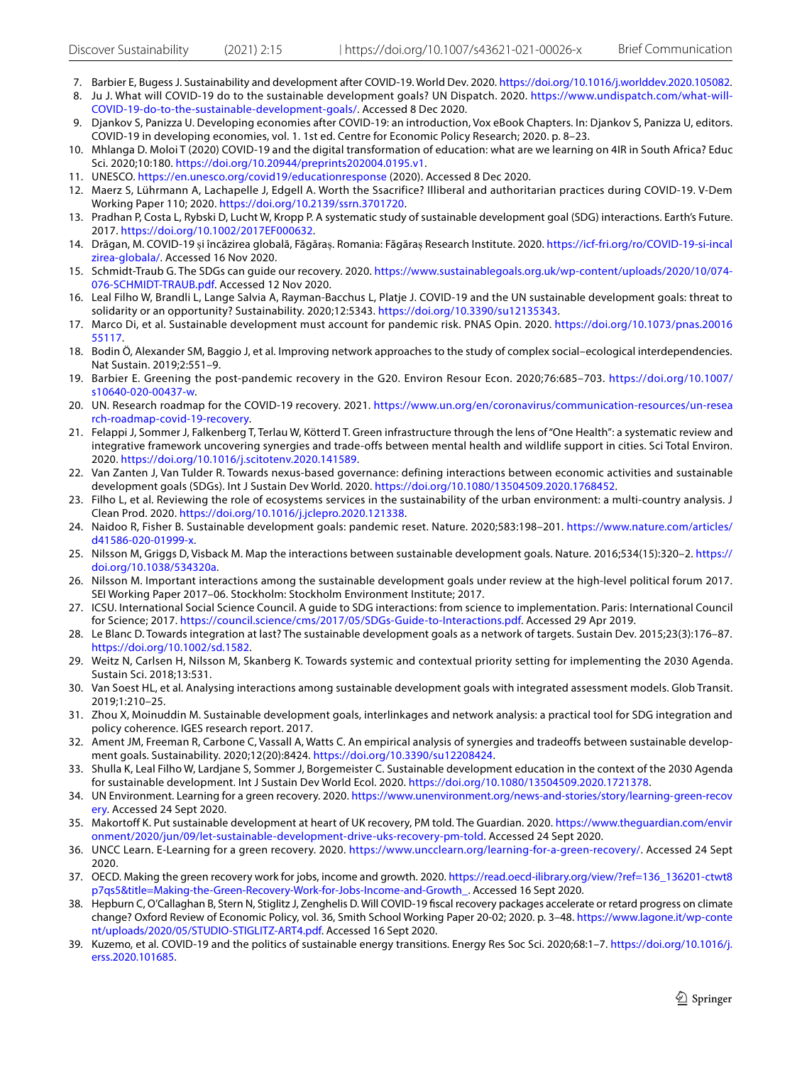7. Barbier E, Bugess J. Sustainability and development after COVID-19. World Dev. 2020. https://doi.org/10.1016/j.worlddev.2020.105082.
8. Ju J. What will COVID-19 do to the sustainable development goals? UN Dispatch. 2020. https://www.undispatch.com/what-will-COVID-19-do-to-the-sustainable-development-goals/. Accessed 8 Dec 2020.
9. Djankov S, Panizza U. Developing economies after COVID-19: an introduction, Vox eBook Chapters. In: Djankov S, Panizza U, editors. COVID-19 in developing economies, vol. 1. 1st ed. Centre for Economic Policy Research; 2020. p. 8–23.
10. Mhlanga D. Moloi T (2020) COVID-19 and the digital transformation of education: what are we learning on 4IR in South Africa? Educ Sci. 2020;10:180. https://doi.org/10.20944/preprints202004.0195.v1.
11. UNESCO. https://en.unesco.org/covid19/educationresponse (2020). Accessed 8 Dec 2020.
12. Maerz S, Lührmann A, Lachapelle J, Edgell A. Worth the Ssacrifice? Illiberal and authoritarian practices during COVID-19. V-Dem Working Paper 110; 2020. https://doi.org/10.2139/ssrn.3701720.
13. Pradhan P, Costa L, Rybski D, Lucht W, Kropp P. A systematic study of sustainable development goal (SDG) interactions. Earth's Future. 2017. https://doi.org/10.1002/2017EF000632.
14. Drăgan, M. COVID-19 și încăzirea globală, Făgăraș. Romania: Făgăraș Research Institute. 2020. https://icf-fri.org/ro/COVID-19-si-incalzirea-globala/. Accessed 16 Nov 2020.
15. Schmidt-Traub G. The SDGs can guide our recovery. 2020. https://www.sustainablegoals.org.uk/wp-content/uploads/2020/10/074-076-SCHMIDT-TRAUB.pdf. Accessed 12 Nov 2020.
16. Leal Filho W, Brandli L, Lange Salvia A, Rayman-Bacchus L, Platje J. COVID-19 and the UN sustainable development goals: threat to solidarity or an opportunity? Sustainability. 2020;12:5343. https://doi.org/10.3390/su12135343.
17. Marco Di, et al. Sustainable development must account for pandemic risk. PNAS Opin. 2020. https://doi.org/10.1073/pnas.2001655117.
18. Bodin Ö, Alexander SM, Baggio J, et al. Improving network approaches to the study of complex social–ecological interdependencies. Nat Sustain. 2019;2:551–9.
19. Barbier E. Greening the post-pandemic recovery in the G20. Environ Resour Econ. 2020;76:685–703. https://doi.org/10.1007/s10640-020-00437-w.
20. UN. Research roadmap for the COVID-19 recovery. 2021. https://www.un.org/en/coronavirus/communication-resources/un-research-roadmap-covid-19-recovery.
21. Felappi J, Sommer J, Falkenberg T, Terlau W, Kötterd T. Green infrastructure through the lens of "One Health": a systematic review and integrative framework uncovering synergies and trade-offs between mental health and wildlife support in cities. Sci Total Environ. 2020. https://doi.org/10.1016/j.scitotenv.2020.141589.
22. Van Zanten J, Van Tulder R. Towards nexus-based governance: defining interactions between economic activities and sustainable development goals (SDGs). Int J Sustain Dev World. 2020. https://doi.org/10.1080/13504509.2020.1768452.
23. Filho L, et al. Reviewing the role of ecosystems services in the sustainability of the urban environment: a multi-country analysis. J Clean Prod. 2020. https://doi.org/10.1016/j.jclepro.2020.121338.
24. Naidoo R, Fisher B. Sustainable development goals: pandemic reset. Nature. 2020;583:198–201. https://www.nature.com/articles/d41586-020-01999-x.
25. Nilsson M, Griggs D, Visback M. Map the interactions between sustainable development goals. Nature. 2016;534(15):320–2. https://doi.org/10.1038/534320a.
26. Nilsson M. Important interactions among the sustainable development goals under review at the high-level political forum 2017. SEI Working Paper 2017–06. Stockholm: Stockholm Environment Institute; 2017.
27. ICSU. International Social Science Council. A guide to SDG interactions: from science to implementation. Paris: International Council for Science; 2017. https://council.science/cms/2017/05/SDGs-Guide-to-Interactions.pdf. Accessed 29 Apr 2019.
28. Le Blanc D. Towards integration at last? The sustainable development goals as a network of targets. Sustain Dev. 2015;23(3):176–87. https://doi.org/10.1002/sd.1582.
29. Weitz N, Carlsen H, Nilsson M, Skanberg K. Towards systemic and contextual priority setting for implementing the 2030 Agenda. Sustain Sci. 2018;13:531.
30. Van Soest HL, et al. Analysing interactions among sustainable development goals with integrated assessment models. Glob Transit. 2019;1:210–25.
31. Zhou X, Moinuddin M. Sustainable development goals, interlinkages and network analysis: a practical tool for SDG integration and policy coherence. IGES research report. 2017.
32. Ament JM, Freeman R, Carbone C, Vassall A, Watts C. An empirical analysis of synergies and tradeoffs between sustainable development goals. Sustainability. 2020;12(20):8424. https://doi.org/10.3390/su12208424.
33. Shulla K, Leal Filho W, Lardjane S, Sommer J, Borgemeister C. Sustainable development education in the context of the 2030 Agenda for sustainable development. Int J Sustain Dev World Ecol. 2020. https://doi.org/10.1080/13504509.2020.1721378.
34. UN Environment. Learning for a green recovery. 2020. https://www.unenvironment.org/news-and-stories/story/learning-green-recovery. Accessed 24 Sept 2020.
35. Makortoff K. Put sustainable development at heart of UK recovery, PM told. The Guardian. 2020. https://www.theguardian.com/environment/2020/jun/09/let-sustainable-development-drive-uks-recovery-pm-told. Accessed 24 Sept 2020.
36. UNCC Learn. E-Learning for a green recovery. 2020. https://www.uncclearn.org/learning-for-a-green-recovery/. Accessed 24 Sept 2020.
37. OECD. Making the green recovery work for jobs, income and growth. 2020. https://read.oecd-ilibrary.org/view/?ref=136_136201-ctwt8p7qs5&title=Making-the-Green-Recovery-Work-for-Jobs-Income-and-Growth_. Accessed 16 Sept 2020.
38. Hepburn C, O'Callaghan B, Stern N, Stiglitz J, Zenghelis D. Will COVID-19 fiscal recovery packages accelerate or retard progress on climate change? Oxford Review of Economic Policy, vol. 36, Smith School Working Paper 20-02; 2020. p. 3–48. https://www.lagone.it/wp-content/uploads/2020/05/STUDIO-STIGLITZ-ART4.pdf. Accessed 16 Sept 2020.
39. Kuzemo, et al. COVID-19 and the politics of sustainable energy transitions. Energy Res Soc Sci. 2020;68:1–7. https://doi.org/10.1016/j.erss.2020.101685.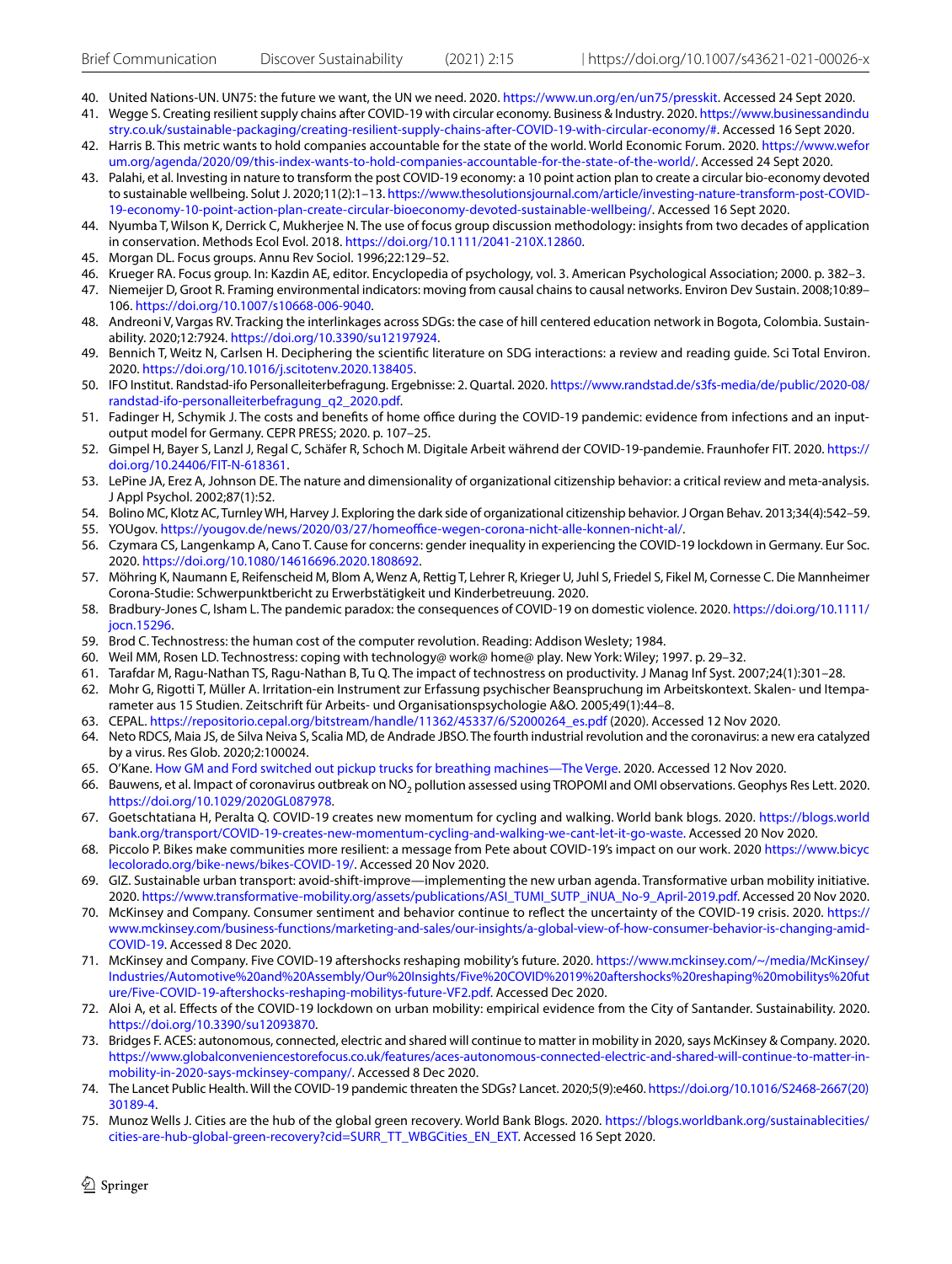40. United Nations-UN. UN75: the future we want, the UN we need. 2020. https://www.un.org/en/un75/presskit. Accessed 24 Sept 2020.
41. Wegge S. Creating resilient supply chains after COVID-19 with circular economy. Business & Industry. 2020. https://www.businessandindustry.co.uk/sustainable-packaging/creating-resilient-supply-chains-after-COVID-19-with-circular-economy/#. Accessed 16 Sept 2020.
42. Harris B. This metric wants to hold companies accountable for the state of the world. World Economic Forum. 2020. https://www.weforum.org/agenda/2020/09/this-index-wants-to-hold-companies-accountable-for-the-state-of-the-world/. Accessed 24 Sept 2020.
43. Palahi, et al. Investing in nature to transform the post COVID-19 economy: a 10 point action plan to create a circular bio-economy devoted to sustainable wellbeing. Solut J. 2020;11(2):1–13. https://www.thesolutionsjournal.com/article/investing-nature-transform-post-COVID-19-economy-10-point-action-plan-create-circular-bioeconomy-devoted-sustainable-wellbeing/. Accessed 16 Sept 2020.
44. Nyumba T, Wilson K, Derrick C, Mukherjee N. The use of focus group discussion methodology: insights from two decades of application in conservation. Methods Ecol Evol. 2018. https://doi.org/10.1111/2041-210X.12860.
45. Morgan DL. Focus groups. Annu Rev Sociol. 1996;22:129–52.
46. Krueger RA. Focus group. In: Kazdin AE, editor. Encyclopedia of psychology, vol. 3. American Psychological Association; 2000. p. 382–3.
47. Niemeijer D, Groot R. Framing environmental indicators: moving from causal chains to causal networks. Environ Dev Sustain. 2008;10:89–106. https://doi.org/10.1007/s10668-006-9040.
48. Andreoni V, Vargas RV. Tracking the interlinkages across SDGs: the case of hill centered education network in Bogota, Colombia. Sustainability. 2020;12:7924. https://doi.org/10.3390/su12197924.
49. Bennich T, Weitz N, Carlsen H. Deciphering the scientific literature on SDG interactions: a review and reading guide. Sci Total Environ. 2020. https://doi.org/10.1016/j.scitotenv.2020.138405.
50. IFO Institut. Randstad-ifo Personalleiterbefragung. Ergebnisse: 2. Quartal. 2020. https://www.randstad.de/s3fs-media/de/public/2020-08/randstad-ifo-personalleiterbefragung_q2_2020.pdf.
51. Fadinger H, Schymik J. The costs and benefits of home office during the COVID-19 pandemic: evidence from infections and an input-output model for Germany. CEPR PRESS; 2020. p. 107–25.
52. Gimpel H, Bayer S, Lanzl J, Regal C, Schäfer R, Schoch M. Digitale Arbeit während der COVID-19-pandemie. Fraunhofer FIT. 2020. https://doi.org/10.24406/FIT-N-618361.
53. LePine JA, Erez A, Johnson DE. The nature and dimensionality of organizational citizenship behavior: a critical review and meta-analysis. J Appl Psychol. 2002;87(1):52.
54. Bolino MC, Klotz AC, Turnley WH, Harvey J. Exploring the dark side of organizational citizenship behavior. J Organ Behav. 2013;34(4):542–59.
55. YOUgov. https://yougov.de/news/2020/03/27/homeoffice-wegen-corona-nicht-alle-konnen-nicht-al/.
56. Czymara CS, Langenkamp A, Cano T. Cause for concerns: gender inequality in experiencing the COVID-19 lockdown in Germany. Eur Soc. 2020. https://doi.org/10.1080/14616696.2020.1808692.
57. Möhring K, Naumann E, Reifenscheid M, Blom A, Wenz A, Rettig T, Lehrer R, Krieger U, Juhl S, Friedel S, Fikel M, Cornesse C. Die Mannheimer Corona-Studie: Schwerpunktbericht zu Erwerbstätigkeit und Kinderbetreuung. 2020.
58. Bradbury-Jones C, Isham L. The pandemic paradox: the consequences of COVID-19 on domestic violence. 2020. https://doi.org/10.1111/jocn.15296.
59. Brod C. Technostress: the human cost of the computer revolution. Reading: Addison Weslety; 1984.
60. Weil MM, Rosen LD. Technostress: coping with technology@ work@ home@ play. New York: Wiley; 1997. p. 29–32.
61. Tarafdar M, Ragu-Nathan TS, Ragu-Nathan B, Tu Q. The impact of technostress on productivity. J Manag Inf Syst. 2007;24(1):301–28.
62. Mohr G, Rigotti T, Müller A. Irritation-ein Instrument zur Erfassung psychischer Beanspruchung im Arbeitskontext. Skalen- und Itemparameter aus 15 Studien. Zeitschrift für Arbeits- und Organisationspsychologie A&O. 2005;49(1):44–8.
63. CEPAL. https://repositorio.cepal.org/bitstream/handle/11362/45337/6/S2000264_es.pdf (2020). Accessed 12 Nov 2020.
64. Neto RDCS, Maia JS, de Silva Neiva S, Scalia MD, de Andrade JBSO. The fourth industrial revolution and the coronavirus: a new era catalyzed by a virus. Res Glob. 2020;2:100024.
65. O'Kane. How GM and Ford switched out pickup trucks for breathing machines—The Verge. 2020. Accessed 12 Nov 2020.
66. Bauwens, et al. Impact of coronavirus outbreak on $NO_2$ pollution assessed using TROPOMI and OMI observations. Geophys Res Lett. 2020. https://doi.org/10.1029/2020GL087978.
67. Goetschtatiana H, Peralta Q. COVID-19 creates new momentum for cycling and walking. World bank blogs. 2020. https://blogs.worldbank.org/transport/COVID-19-creates-new-momentum-cycling-and-walking-we-cant-let-it-go-waste. Accessed 20 Nov 2020.
68. Piccolo P. Bikes make communities more resilient: a message from Pete about COVID-19's impact on our work. 2020 https://www.bicyclecolorado.org/bike-news/bikes-COVID-19/. Accessed 20 Nov 2020.
69. GIZ. Sustainable urban transport: avoid-shift-improve—implementing the new urban agenda. Transformative urban mobility initiative. 2020. https://www.transformative-mobility.org/assets/publications/ASI_TUMI_SUTP_iNUA_No-9_April-2019.pdf. Accessed 20 Nov 2020.
70. McKinsey and Company. Consumer sentiment and behavior continue to reflect the uncertainty of the COVID-19 crisis. 2020. https://www.mckinsey.com/business-functions/marketing-and-sales/our-insights/a-global-view-of-how-consumer-behavior-is-changing-amid-COVID-19. Accessed 8 Dec 2020.
71. McKinsey and Company. Five COVID-19 aftershocks reshaping mobility's future. 2020. https://www.mckinsey.com/~/media/McKinsey/Industries/Automotive%20and%20Assembly/Our%20Insights/Five%20COVID%2019%20aftershocks%20reshaping%20mobilitys%20future/Five-COVID-19-aftershocks-reshaping-mobilitys-future-VF2.pdf. Accessed Dec 2020.
72. Aloi A, et al. Effects of the COVID-19 lockdown on urban mobility: empirical evidence from the City of Santander. Sustainability. 2020. https://doi.org/10.3390/su12093870.
73. Bridges F. ACES: autonomous, connected, electric and shared will continue to matter in mobility in 2020, says McKinsey & Company. 2020. https://www.globalconveniencestorefocus.co.uk/features/aces-autonomous-connected-electric-and-shared-will-continue-to-matter-in-mobility-in-2020-says-mckinsey-company/. Accessed 8 Dec 2020.
74. The Lancet Public Health. Will the COVID-19 pandemic threaten the SDGs? Lancet. 2020;5(9):e460. https://doi.org/10.1016/S2468-2667(20)30189-4.
75. Munoz Wells J. Cities are the hub of the global green recovery. World Bank Blogs. 2020. https://blogs.worldbank.org/sustainablecities/cities-are-hub-global-green-recovery?cid=SURR_TT_WBGCities_EN_EXT. Accessed 16 Sept 2020.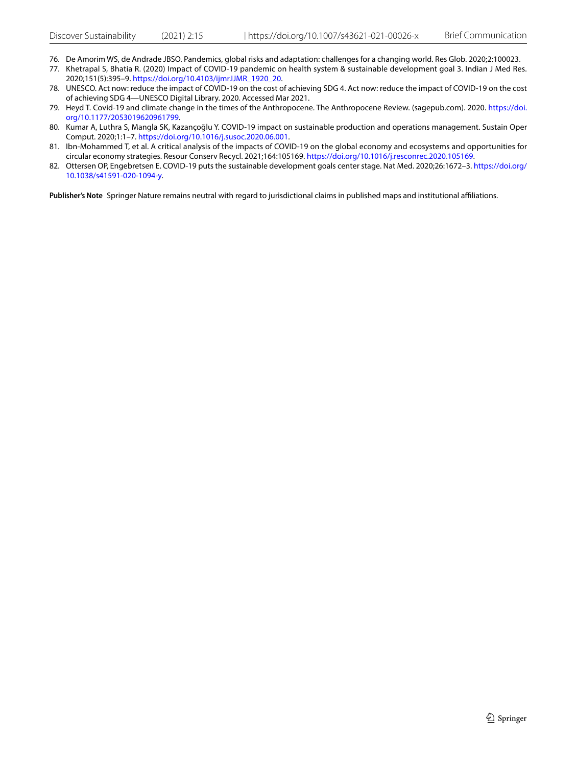76. De Amorim WS, de Andrade JBSO. Pandemics, global risks and adaptation: challenges for a changing world. Res Glob. 2020;2:100023.
77. Khetrapal S, Bhatia R. (2020) Impact of COVID-19 pandemic on health system & sustainable development goal 3. Indian J Med Res. 2020;151(5):395–9. https://doi.org/10.4103/ijmr.IJMR_1920_20.
78. UNESCO. Act now: reduce the impact of COVID-19 on the cost of achieving SDG 4. Act now: reduce the impact of COVID-19 on the cost of achieving SDG 4—UNESCO Digital Library. 2020. Accessed Mar 2021.
79. Heyd T. Covid-19 and climate change in the times of the Anthropocene. The Anthropocene Review. (sagepub.com). 2020. https://doi.org/10.1177/2053019620961799.
80. Kumar A, Luthra S, Mangla SK, Kazançoğlu Y. COVID-19 impact on sustainable production and operations management. Sustain Oper Comput. 2020;1:1–7. https://doi.org/10.1016/j.susoc.2020.06.001.
81. Ibn-Mohammed T, et al. A critical analysis of the impacts of COVID-19 on the global economy and ecosystems and opportunities for circular economy strategies. Resour Conserv Recycl. 2021;164:105169. https://doi.org/10.1016/j.resconrec.2020.105169.
82. Ottersen OP, Engebretsen E. COVID-19 puts the sustainable development goals center stage. Nat Med. 2020;26:1672–3. https://doi.org/10.1038/s41591-020-1094-y.

**Publisher's Note** Springer Nature remains neutral with regard to jurisdictional claims in published maps and institutional affiliations.